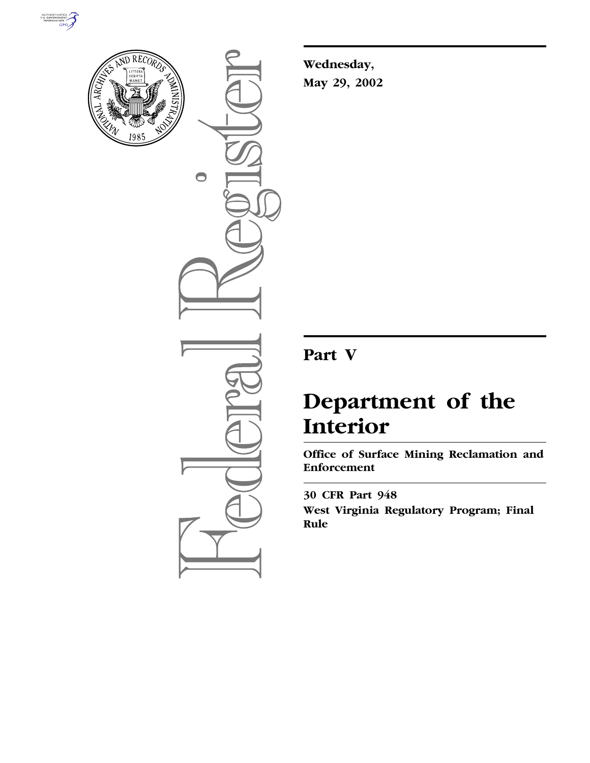**Wednesday,**
**May 29, 2002**

# Part V

# Department of the Interior

## Office of Surface Mining Reclamation and Enforcement

---

**30 CFR Part 948**

**West Virginia Regulatory Program; Final Rule**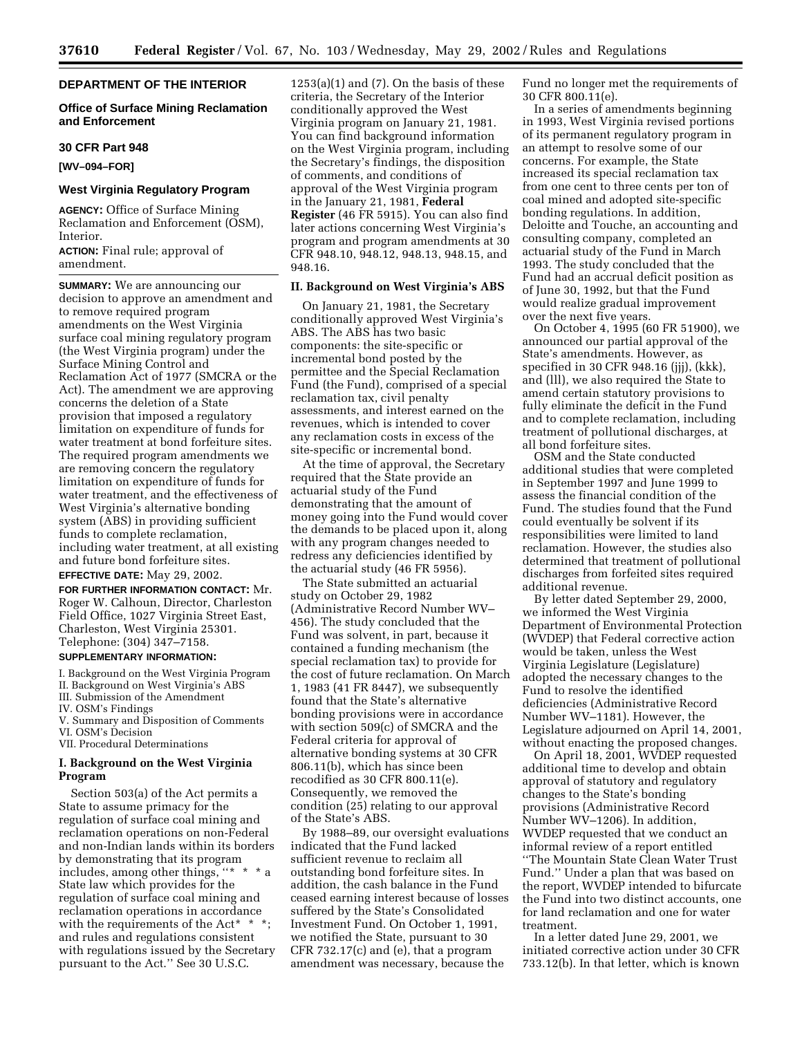**DEPARTMENT OF THE INTERIOR**

**Office of Surface Mining Reclamation and Enforcement**

**30 CFR Part 948**

**[WV–094–FOR]**

**West Virginia Regulatory Program**

**AGENCY:** Office of Surface Mining Reclamation and Enforcement (OSM), Interior.

**ACTION:** Final rule; approval of amendment.

**SUMMARY:** We are announcing our decision to approve an amendment and to remove required program amendments on the West Virginia surface coal mining regulatory program (the West Virginia program) under the Surface Mining Control and Reclamation Act of 1977 (SMCRA or the Act). The amendment we are approving concerns the deletion of a State provision that imposed a regulatory limitation on expenditure of funds for water treatment at bond forfeiture sites. The required program amendments we are removing concern the regulatory limitation on expenditure of funds for water treatment, and the effectiveness of West Virginia's alternative bonding system (ABS) in providing sufficient funds to complete reclamation, including water treatment, at all existing and future bond forfeiture sites.

**EFFECTIVE DATE:** May 29, 2002.

**FOR FURTHER INFORMATION CONTACT:** Mr. Roger W. Calhoun, Director, Charleston Field Office, 1027 Virginia Street East, Charleston, West Virginia 25301. Telephone: (304) 347–7158.

**SUPPLEMENTARY INFORMATION:**

I. Background on the West Virginia Program
II. Background on West Virginia's ABS
III. Submission of the Amendment
IV. OSM's Findings
V. Summary and Disposition of Comments
VI. OSM's Decision
VII. Procedural Determinations

**I. Background on the West Virginia Program**

Section 503(a) of the Act permits a State to assume primacy for the regulation of surface coal mining and reclamation operations on non-Federal and non-Indian lands within its borders by demonstrating that its program includes, among other things, "* * * a State law which provides for the regulation of surface coal mining and reclamation operations in accordance with the requirements of the Act* * *; and rules and regulations consistent with regulations issued by the Secretary pursuant to the Act." See 30 U.S.C. 1253(a)(1) and (7). On the basis of these criteria, the Secretary of the Interior conditionally approved the West Virginia program on January 21, 1981. You can find background information on the West Virginia program, including the Secretary's findings, the disposition of comments, and conditions of approval of the West Virginia program in the January 21, 1981, **Federal Register** (46 FR 5915). You can also find later actions concerning West Virginia's program and program amendments at 30 CFR 948.10, 948.12, 948.13, 948.15, and 948.16.

**II. Background on West Virginia's ABS**

On January 21, 1981, the Secretary conditionally approved West Virginia's ABS. The ABS has two basic components: the site-specific or incremental bond posted by the permittee and the Special Reclamation Fund (the Fund), comprised of a special reclamation tax, civil penalty assessments, and interest earned on the revenues, which is intended to cover any reclamation costs in excess of the site-specific or incremental bond.

At the time of approval, the Secretary required that the State provide an actuarial study of the Fund demonstrating that the amount of money going into the Fund would cover the demands to be placed upon it, along with any program changes needed to redress any deficiencies identified by the actuarial study (46 FR 5956).

The State submitted an actuarial study on October 29, 1982 (Administrative Record Number WV–456). The study concluded that the Fund was solvent, in part, because it contained a funding mechanism (the special reclamation tax) to provide for the cost of future reclamation. On March 1, 1983 (41 FR 8447), we subsequently found that the State's alternative bonding provisions were in accordance with section 509(c) of SMCRA and the Federal criteria for approval of alternative bonding systems at 30 CFR 806.11(b), which has since been recodified as 30 CFR 800.11(e). Consequently, we removed the condition (25) relating to our approval of the State's ABS.

By 1988–89, our oversight evaluations indicated that the Fund lacked sufficient revenue to reclaim all outstanding bond forfeiture sites. In addition, the cash balance in the Fund ceased earning interest because of losses suffered by the State's Consolidated Investment Fund. On October 1, 1991, we notified the State, pursuant to 30 CFR 732.17(c) and (e), that a program amendment was necessary, because the Fund no longer met the requirements of 30 CFR 800.11(e).

In a series of amendments beginning in 1993, West Virginia revised portions of its permanent regulatory program in an attempt to resolve some of our concerns. For example, the State increased its special reclamation tax from one cent to three cents per ton of coal mined and adopted site-specific bonding regulations. In addition, Deloitte and Touche, an accounting and consulting company, completed an actuarial study of the Fund in March 1993. The study concluded that the Fund had an accrual deficit position as of June 30, 1992, but that the Fund would realize gradual improvement over the next five years.

On October 4, 1995 (60 FR 51900), we announced our partial approval of the State's amendments. However, as specified in 30 CFR 948.16 (jjj), (kkk), and (lll), we also required the State to amend certain statutory provisions to fully eliminate the deficit in the Fund and to complete reclamation, including treatment of pollutional discharges, at all bond forfeiture sites.

OSM and the State conducted additional studies that were completed in September 1997 and June 1999 to assess the financial condition of the Fund. The studies found that the Fund could eventually be solvent if its responsibilities were limited to land reclamation. However, the studies also determined that treatment of pollutional discharges from forfeited sites required additional revenue.

By letter dated September 29, 2000, we informed the West Virginia Department of Environmental Protection (WVDEP) that Federal corrective action would be taken, unless the West Virginia Legislature (Legislature) adopted the necessary changes to the Fund to resolve the identified deficiencies (Administrative Record Number WV–1181). However, the Legislature adjourned on April 14, 2001, without enacting the proposed changes.

On April 18, 2001, WVDEP requested additional time to develop and obtain approval of statutory and regulatory changes to the State's bonding provisions (Administrative Record Number WV–1206). In addition, WVDEP requested that we conduct an informal review of a report entitled "The Mountain State Clean Water Trust Fund." Under a plan that was based on the report, WVDEP intended to bifurcate the Fund into two distinct accounts, one for land reclamation and one for water treatment.

In a letter dated June 29, 2001, we initiated corrective action under 30 CFR 733.12(b). In that letter, which is known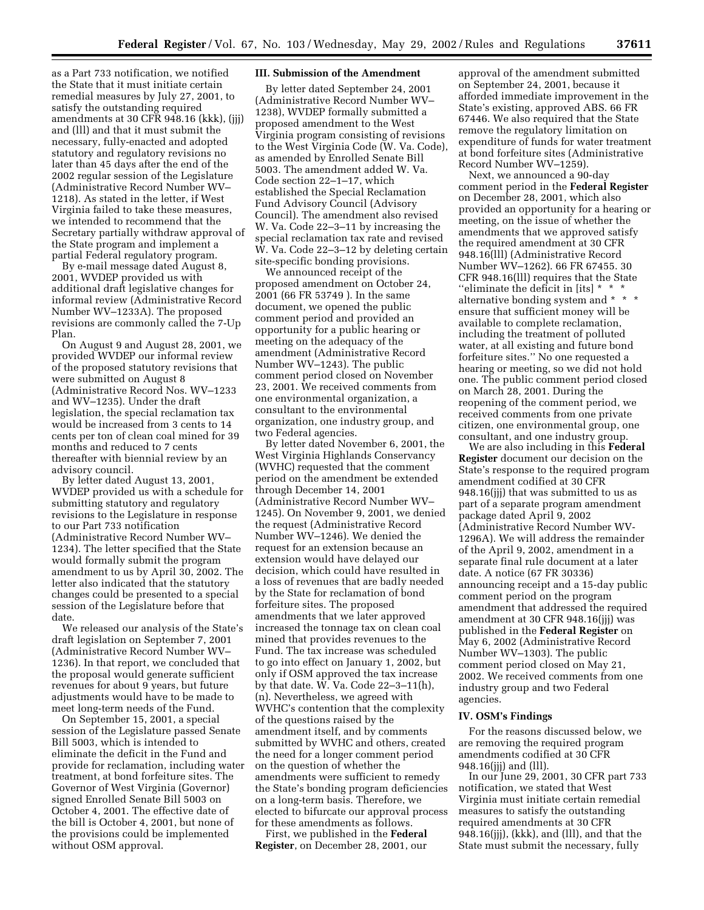as a Part 733 notification, we notified the State that it must initiate certain remedial measures by July 27, 2001, to satisfy the outstanding required amendments at 30 CFR 948.16 (kkk), (jjj) and (lll) and that it must submit the necessary, fully-enacted and adopted statutory and regulatory revisions no later than 45 days after the end of the 2002 regular session of the Legislature (Administrative Record Number WV–1218). As stated in the letter, if West Virginia failed to take these measures, we intended to recommend that the Secretary partially withdraw approval of the State program and implement a partial Federal regulatory program.

By e-mail message dated August 8, 2001, WVDEP provided us with additional draft legislative changes for informal review (Administrative Record Number WV–1233A). The proposed revisions are commonly called the 7-Up Plan.

On August 9 and August 28, 2001, we provided WVDEP our informal review of the proposed statutory revisions that were submitted on August 8 (Administrative Record Nos. WV–1233 and WV–1235). Under the draft legislation, the special reclamation tax would be increased from 3 cents to 14 cents per ton of clean coal mined for 39 months and reduced to 7 cents thereafter with biennial review by an advisory council.

By letter dated August 13, 2001, WVDEP provided us with a schedule for submitting statutory and regulatory revisions to the Legislature in response to our Part 733 notification (Administrative Record Number WV–1234). The letter specified that the State would formally submit the program amendment to us by April 30, 2002. The letter also indicated that the statutory changes could be presented to a special session of the Legislature before that date.

We released our analysis of the State's draft legislation on September 7, 2001 (Administrative Record Number WV–1236). In that report, we concluded that the proposal would generate sufficient revenues for about 9 years, but future adjustments would have to be made to meet long-term needs of the Fund.

On September 15, 2001, a special session of the Legislature passed Senate Bill 5003, which is intended to eliminate the deficit in the Fund and provide for reclamation, including water treatment, at bond forfeiture sites. The Governor of West Virginia (Governor) signed Enrolled Senate Bill 5003 on October 4, 2001. The effective date of the bill is October 4, 2001, but none of the provisions could be implemented without OSM approval.

## III. Submission of the Amendment

By letter dated September 24, 2001 (Administrative Record Number WV–1238), WVDEP formally submitted a proposed amendment to the West Virginia program consisting of revisions to the West Virginia Code (W. Va. Code), as amended by Enrolled Senate Bill 5003. The amendment added W. Va. Code section 22–1–17, which established the Special Reclamation Fund Advisory Council (Advisory Council). The amendment also revised W. Va. Code 22–3–11 by increasing the special reclamation tax rate and revised W. Va. Code 22–3–12 by deleting certain site-specific bonding provisions.

We announced receipt of the proposed amendment on October 24, 2001 (66 FR 53749 ). In the same document, we opened the public comment period and provided an opportunity for a public hearing or meeting on the adequacy of the amendment (Administrative Record Number WV–1243). The public comment period closed on November 23, 2001. We received comments from one environmental organization, a consultant to the environmental organization, one industry group, and two Federal agencies.

By letter dated November 6, 2001, the West Virginia Highlands Conservancy (WVHC) requested that the comment period on the amendment be extended through December 14, 2001 (Administrative Record Number WV–1245). On November 9, 2001, we denied the request (Administrative Record Number WV–1246). We denied the request for an extension because an extension would have delayed our decision, which could have resulted in a loss of revenues that are badly needed by the State for reclamation of bond forfeiture sites. The proposed amendments that we later approved increased the tonnage tax on clean coal mined that provides revenues to the Fund. The tax increase was scheduled to go into effect on January 1, 2002, but only if OSM approved the tax increase by that date. W. Va. Code 22–3–11(h), (n). Nevertheless, we agreed with WVHC's contention that the complexity of the questions raised by the amendment itself, and by comments submitted by WVHC and others, created the need for a longer comment period on the question of whether the amendments were sufficient to remedy the State's bonding program deficiencies on a long-term basis. Therefore, we elected to bifurcate our approval process for these amendments as follows.

First, we published in the **Federal Register**, on December 28, 2001, our approval of the amendment submitted on September 24, 2001, because it afforded immediate improvement in the State's existing, approved ABS. 66 FR 67446. We also required that the State remove the regulatory limitation on expenditure of funds for water treatment at bond forfeiture sites (Administrative Record Number WV–1259).

Next, we announced a 90-day comment period in the **Federal Register** on December 28, 2001, which also provided an opportunity for a hearing or meeting, on the issue of whether the amendments that we approved satisfy the required amendment at 30 CFR 948.16(lll) (Administrative Record Number WV–1262). 66 FR 67455. 30 CFR 948.16(lll) requires that the State ''eliminate the deficit in [its] * * * alternative bonding system and * * * ensure that sufficient money will be available to complete reclamation, including the treatment of polluted water, at all existing and future bond forfeiture sites.'' No one requested a hearing or meeting, so we did not hold one. The public comment period closed on March 28, 2001. During the reopening of the comment period, we received comments from one private citizen, one environmental group, one consultant, and one industry group.

We are also including in this **Federal Register** document our decision on the State's response to the required program amendment codified at 30 CFR 948.16(jjj) that was submitted to us as part of a separate program amendment package dated April 9, 2002 (Administrative Record Number WV-1296A). We will address the remainder of the April 9, 2002, amendment in a separate final rule document at a later date. A notice (67 FR 30336) announcing receipt and a 15-day public comment period on the program amendment that addressed the required amendment at 30 CFR 948.16(jjj) was published in the **Federal Register** on May 6, 2002 (Administrative Record Number WV–1303). The public comment period closed on May 21, 2002. We received comments from one industry group and two Federal agencies.

## IV. OSM's Findings

For the reasons discussed below, we are removing the required program amendments codified at 30 CFR 948.16(jjj) and (lll).

In our June 29, 2001, 30 CFR part 733 notification, we stated that West Virginia must initiate certain remedial measures to satisfy the outstanding required amendments at 30 CFR 948.16(jjj), (kkk), and (lll), and that the State must submit the necessary, fully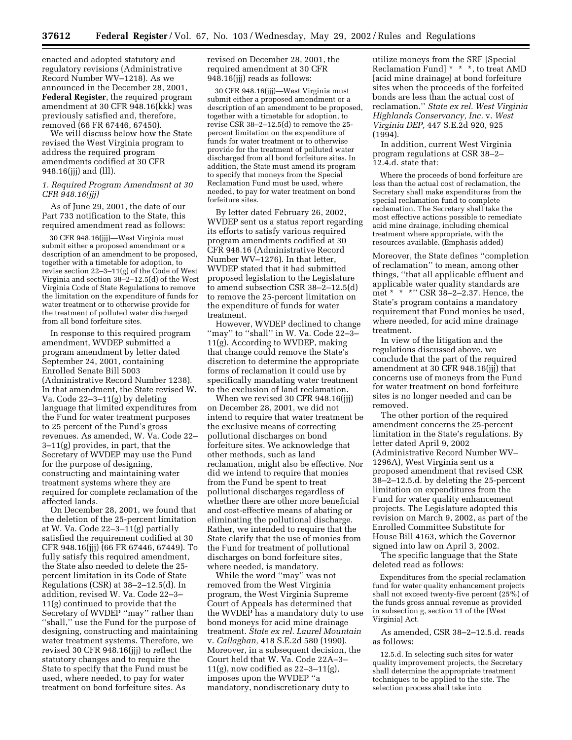enacted and adopted statutory and regulatory revisions (Administrative Record Number WV–1218). As we announced in the December 28, 2001, **Federal Register**, the required program amendment at 30 CFR 948.16(kkk) was previously satisfied and, therefore, removed (66 FR 67446, 67450).

We will discuss below how the State revised the West Virginia program to address the required program amendments codified at 30 CFR 948.16(jjj) and (lll).

### *1. Required Program Amendment at 30 CFR 948.16(jjj)*

As of June 29, 2001, the date of our Part 733 notification to the State, this required amendment read as follows:

> 30 CFR 948.16(jjj)—West Virginia must submit either a proposed amendment or a description of an amendment to be proposed, together with a timetable for adoption, to revise section 22–3–11(g) of the Code of West Virginia and section 38–2–12.5(d) of the West Virginia Code of State Regulations to remove the limitation on the expenditure of funds for water treatment or to otherwise provide for the treatment of polluted water discharged from all bond forfeiture sites.

In response to this required program amendment, WVDEP submitted a program amendment by letter dated September 24, 2001, containing Enrolled Senate Bill 5003 (Administrative Record Number 1238). In that amendment, the State revised W. Va. Code 22–3–11(g) by deleting language that limited expenditures from the Fund for water treatment purposes to 25 percent of the Fund's gross revenues. As amended, W. Va. Code 22–3–11(g) provides, in part, that the Secretary of WVDEP may use the Fund for the purpose of designing, constructing and maintaining water treatment systems where they are required for complete reclamation of the affected lands.

On December 28, 2001, we found that the deletion of the 25-percent limitation at W. Va. Code 22–3–11(g) partially satisfied the requirement codified at 30 CFR 948.16(jjj) (66 FR 67446, 67449). To fully satisfy this required amendment, the State also needed to delete the 25-percent limitation in its Code of State Regulations (CSR) at 38–2–12.5(d). In addition, revised W. Va. Code 22–3–11(g) continued to provide that the Secretary of WVDEP "may" rather than "shall," use the Fund for the purpose of designing, constructing and maintaining water treatment systems. Therefore, we revised 30 CFR 948.16(jjj) to reflect the statutory changes and to require the State to specify that the Fund must be used, where needed, to pay for water treatment on bond forfeiture sites. As revised on December 28, 2001, the required amendment at 30 CFR 948.16(jjj) reads as follows:

> 30 CFR 948.16(jjj)—West Virginia must submit either a proposed amendment or a description of an amendment to be proposed, together with a timetable for adoption, to revise CSR 38–2–12.5(d) to remove the 25-percent limitation on the expenditure of funds for water treatment or to otherwise provide for the treatment of polluted water discharged from all bond forfeiture sites. In addition, the State must amend its program to specify that moneys from the Special Reclamation Fund must be used, where needed, to pay for water treatment on bond forfeiture sites.

By letter dated February 26, 2002, WVDEP sent us a status report regarding its efforts to satisfy various required program amendments codified at 30 CFR 948.16 (Administrative Record Number WV–1276). In that letter, WVDEP stated that it had submitted proposed legislation to the Legislature to amend subsection CSR 38–2–12.5(d) to remove the 25-percent limitation on the expenditure of funds for water treatment.

However, WVDEP declined to change "may" to "shall" in W. Va. Code 22–3–11(g). According to WVDEP, making that change could remove the State's discretion to determine the appropriate forms of reclamation it could use by specifically mandating water treatment to the exclusion of land reclamation.

When we revised 30 CFR 948.16(jjj) on December 28, 2001, we did not intend to require that water treatment be the exclusive means of correcting pollutional discharges on bond forfeiture sites. We acknowledge that other methods, such as land reclamation, might also be effective. Nor did we intend to require that monies from the Fund be spent to treat pollutional discharges regardless of whether there are other more beneficial and cost-effective means of abating or eliminating the pollutional discharge. Rather, we intended to require that the State clarify that the use of monies from the Fund for treatment of pollutional discharges on bond forfeiture sites, where needed, is mandatory.

While the word "may" was not removed from the West Virginia program, the West Virginia Supreme Court of Appeals has determined that the WVDEP has a mandatory duty to use bond moneys for acid mine drainage treatment. *State ex rel. Laurel Mountain* v. *Callaghan,* 418 S.E.2d 580 (1990). Moreover, in a subsequent decision, the Court held that W. Va. Code 22A–3–11(g), now codified as 22–3–11(g), imposes upon the WVDEP "a mandatory, nondiscretionary duty to utilize moneys from the SRF [Special Reclamation Fund] * * *, to treat AMD [acid mine drainage] at bond forfeiture sites when the proceeds of the forfeited bonds are less than the actual cost of reclamation." *State ex rel. West Virginia Highlands Conservancy, Inc.* v. *West Virginia DEP,* 447 S.E.2d 920, 925 (1994).

In addition, current West Virginia program regulations at CSR 38–2–12.4.d. state that:

> Where the proceeds of bond forfeiture are less than the actual cost of reclamation, the Secretary shall make expenditures from the special reclamation fund to complete reclamation. The Secretary shall take the most effective actions possible to remediate acid mine drainage, including chemical treatment where appropriate, with the resources available. (Emphasis added)

Moreover, the State defines "completion of reclamation" to mean, among other things, "that all applicable effluent and applicable water quality standards are met * * *" CSR 38–2–2.37. Hence, the State's program contains a mandatory requirement that Fund monies be used, where needed, for acid mine drainage treatment.

In view of the litigation and the regulations discussed above, we conclude that the part of the required amendment at 30 CFR 948.16(jjj) that concerns use of moneys from the Fund for water treatment on bond forfeiture sites is no longer needed and can be removed.

The other portion of the required amendment concerns the 25-percent limitation in the State's regulations. By letter dated April 9, 2002 (Administrative Record Number WV–1296A), West Virginia sent us a proposed amendment that revised CSR 38–2–12.5.d. by deleting the 25-percent limitation on expenditures from the Fund for water quality enhancement projects. The Legislature adopted this revision on March 9, 2002, as part of the Enrolled Committee Substitute for House Bill 4163, which the Governor signed into law on April 3, 2002.

The specific language that the State deleted read as follows:

> Expenditures from the special reclamation fund for water quality enhancement projects shall not exceed twenty-five percent (25%) of the funds gross annual revenue as provided in subsection g, section 11 of the [West Virginia] Act.

As amended, CSR 38–2–12.5.d. reads as follows:

> 12.5.d. In selecting such sites for water quality improvement projects, the Secretary shall determine the appropriate treatment techniques to be applied to the site. The selection process shall take into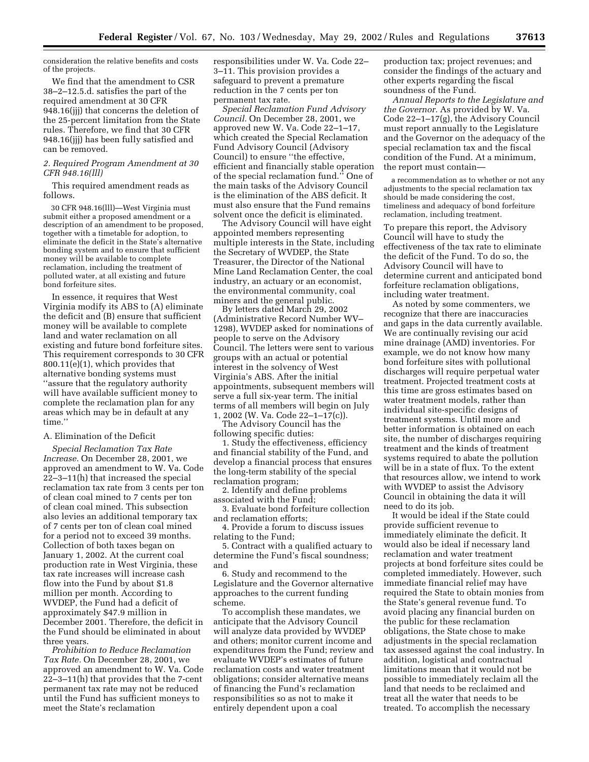consideration the relative benefits and costs of the projects.

We find that the amendment to CSR 38–2–12.5.d. satisfies the part of the required amendment at 30 CFR 948.16(jjj) that concerns the deletion of the 25-percent limitation from the State rules. Therefore, we find that 30 CFR 948.16(jjj) has been fully satisfied and can be removed.

### 2. Required Program Amendment at 30 CFR 948.16(lll)

This required amendment reads as follows.

> 30 CFR 948.16(lll)—West Virginia must submit either a proposed amendment or a description of an amendment to be proposed, together with a timetable for adoption, to eliminate the deficit in the State's alternative bonding system and to ensure that sufficient money will be available to complete reclamation, including the treatment of polluted water, at all existing and future bond forfeiture sites.

In essence, it requires that West Virginia modify its ABS to (A) eliminate the deficit and (B) ensure that sufficient money will be available to complete land and water reclamation on all existing and future bond forfeiture sites. This requirement corresponds to 30 CFR 800.11(e)(1), which provides that alternative bonding systems must ''assure that the regulatory authority will have available sufficient money to complete the reclamation plan for any areas which may be in default at any time.''

#### A. Elimination of the Deficit

*Special Reclamation Tax Rate Increase.* On December 28, 2001, we approved an amendment to W. Va. Code 22–3–11(h) that increased the special reclamation tax rate from 3 cents per ton of clean coal mined to 7 cents per ton of clean coal mined. This subsection also levies an additional temporary tax of 7 cents per ton of clean coal mined for a period not to exceed 39 months. Collection of both taxes began on January 1, 2002. At the current coal production rate in West Virginia, these tax rate increases will increase cash flow into the Fund by about $1.8 million per month. According to WVDEP, the Fund had a deficit of approximately $47.9 million in December 2001. Therefore, the deficit in the Fund should be eliminated in about three years.

*Prohibition to Reduce Reclamation Tax Rate.* On December 28, 2001, we approved an amendment to W. Va. Code 22–3–11(h) that provides that the 7-cent permanent tax rate may not be reduced until the Fund has sufficient moneys to meet the State's reclamation responsibilities under W. Va. Code 22–3–11. This provision provides a safeguard to prevent a premature reduction in the 7 cents per ton permanent tax rate.

*Special Reclamation Fund Advisory Council.* On December 28, 2001, we approved new W. Va. Code 22–1–17, which created the Special Reclamation Fund Advisory Council (Advisory Council) to ensure ''the effective, efficient and financially stable operation of the special reclamation fund.'' One of the main tasks of the Advisory Council is the elimination of the ABS deficit. It must also ensure that the Fund remains solvent once the deficit is eliminated.

The Advisory Council will have eight appointed members representing multiple interests in the State, including the Secretary of WVDEP, the State Treasurer, the Director of the National Mine Land Reclamation Center, the coal industry, an actuary or an economist, the environmental community, coal miners and the general public.

By letters dated March 29, 2002 (Administrative Record Number WV–1298), WVDEP asked for nominations of people to serve on the Advisory Council. The letters were sent to various groups with an actual or potential interest in the solvency of West Virginia's ABS. After the initial appointments, subsequent members will serve a full six-year term. The initial terms of all members will begin on July 1, 2002 (W. Va. Code 22–1–17(c)).

The Advisory Council has the following specific duties:

1. Study the effectiveness, efficiency and financial stability of the Fund, and develop a financial process that ensures the long-term stability of the special reclamation program;
2. Identify and define problems associated with the Fund;
3. Evaluate bond forfeiture collection and reclamation efforts;
4. Provide a forum to discuss issues relating to the Fund;
5. Contract with a qualified actuary to determine the Fund's fiscal soundness; and
6. Study and recommend to the Legislature and the Governor alternative approaches to the current funding scheme.

To accomplish these mandates, we anticipate that the Advisory Council will analyze data provided by WVDEP and others; monitor current income and expenditures from the Fund; review and evaluate WVDEP's estimates of future reclamation costs and water treatment obligations; consider alternative means of financing the Fund's reclamation responsibilities so as not to make it entirely dependent upon a coal production tax; project revenues; and consider the findings of the actuary and other experts regarding the fiscal soundness of the Fund.

*Annual Reports to the Legislature and the Governor.* As provided by W. Va. Code 22–1–17(g), the Advisory Council must report annually to the Legislature and the Governor on the adequacy of the special reclamation tax and the fiscal condition of the Fund. At a minimum, the report must contain—

> a recommendation as to whether or not any adjustments to the special reclamation tax should be made considering the cost, timeliness and adequacy of bond forfeiture reclamation, including treatment.

To prepare this report, the Advisory Council will have to study the effectiveness of the tax rate to eliminate the deficit of the Fund. To do so, the Advisory Council will have to determine current and anticipated bond forfeiture reclamation obligations, including water treatment.

As noted by some commenters, we recognize that there are inaccuracies and gaps in the data currently available. We are continually revising our acid mine drainage (AMD) inventories. For example, we do not know how many bond forfeiture sites with pollutional discharges will require perpetual water treatment. Projected treatment costs at this time are gross estimates based on water treatment models, rather than individual site-specific designs of treatment systems. Until more and better information is obtained on each site, the number of discharges requiring treatment and the kinds of treatment systems required to abate the pollution will be in a state of flux. To the extent that resources allow, we intend to work with WVDEP to assist the Advisory Council in obtaining the data it will need to do its job.

It would be ideal if the State could provide sufficient revenue to immediately eliminate the deficit. It would also be ideal if necessary land reclamation and water treatment projects at bond forfeiture sites could be completed immediately. However, such immediate financial relief may have required the State to obtain monies from the State's general revenue fund. To avoid placing any financial burden on the public for these reclamation obligations, the State chose to make adjustments in the special reclamation tax assessed against the coal industry. In addition, logistical and contractual limitations mean that it would not be possible to immediately reclaim all the land that needs to be reclaimed and treat all the water that needs to be treated. To accomplish the necessary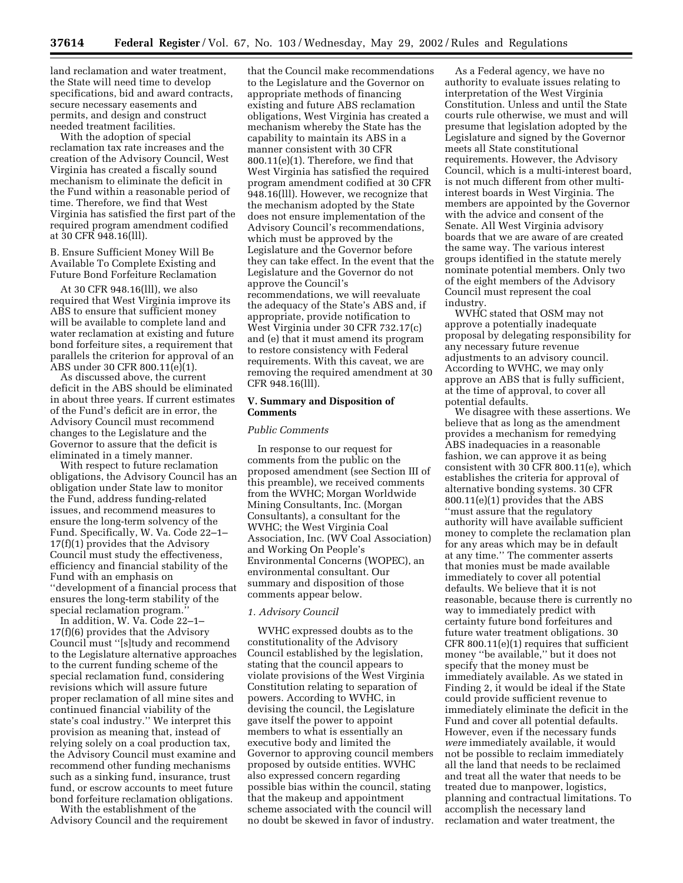land reclamation and water treatment, the State will need time to develop specifications, bid and award contracts, secure necessary easements and permits, and design and construct needed treatment facilities.

With the adoption of special reclamation tax rate increases and the creation of the Advisory Council, West Virginia has created a fiscally sound mechanism to eliminate the deficit in the Fund within a reasonable period of time. Therefore, we find that West Virginia has satisfied the first part of the required program amendment codified at 30 CFR 948.16(lll).

B. Ensure Sufficient Money Will Be Available To Complete Existing and Future Bond Forfeiture Reclamation

At 30 CFR 948.16(lll), we also required that West Virginia improve its ABS to ensure that sufficient money will be available to complete land and water reclamation at existing and future bond forfeiture sites, a requirement that parallels the criterion for approval of an ABS under 30 CFR 800.11(e)(1).

As discussed above, the current deficit in the ABS should be eliminated in about three years. If current estimates of the Fund's deficit are in error, the Advisory Council must recommend changes to the Legislature and the Governor to assure that the deficit is eliminated in a timely manner.

With respect to future reclamation obligations, the Advisory Council has an obligation under State law to monitor the Fund, address funding-related issues, and recommend measures to ensure the long-term solvency of the Fund. Specifically, W. Va. Code 22–1–17(f)(1) provides that the Advisory Council must study the effectiveness, efficiency and financial stability of the Fund with an emphasis on "development of a financial process that ensures the long-term stability of the special reclamation program."

In addition, W. Va. Code 22–1–17(f)(6) provides that the Advisory Council must "[s]tudy and recommend to the Legislature alternative approaches to the current funding scheme of the special reclamation fund, considering revisions which will assure future proper reclamation of all mine sites and continued financial viability of the state's coal industry." We interpret this provision as meaning that, instead of relying solely on a coal production tax, the Advisory Council must examine and recommend other funding mechanisms such as a sinking fund, insurance, trust fund, or escrow accounts to meet future bond forfeiture reclamation obligations.

With the establishment of the Advisory Council and the requirement that the Council make recommendations to the Legislature and the Governor on appropriate methods of financing existing and future ABS reclamation obligations, West Virginia has created a mechanism whereby the State has the capability to maintain its ABS in a manner consistent with 30 CFR 800.11(e)(1). Therefore, we find that West Virginia has satisfied the required program amendment codified at 30 CFR 948.16(lll). However, we recognize that the mechanism adopted by the State does not ensure implementation of the Advisory Council's recommendations, which must be approved by the Legislature and the Governor before they can take effect. In the event that the Legislature and the Governor do not approve the Council's recommendations, we will reevaluate the adequacy of the State's ABS and, if appropriate, provide notification to West Virginia under 30 CFR 732.17(c) and (e) that it must amend its program to restore consistency with Federal requirements. With this caveat, we are removing the required amendment at 30 CFR 948.16(lll).

## V. Summary and Disposition of Comments

*Public Comments*

In response to our request for comments from the public on the proposed amendment (see Section III of this preamble), we received comments from the WVHC; Morgan Worldwide Mining Consultants, Inc. (Morgan Consultants), a consultant for the WVHC; the West Virginia Coal Association, Inc. (WV Coal Association) and Working On People's Environmental Concerns (WOPEC), an environmental consultant. Our summary and disposition of those comments appear below.

*1. Advisory Council*

WVHC expressed doubts as to the constitutionality of the Advisory Council established by the legislation, stating that the council appears to violate provisions of the West Virginia Constitution relating to separation of powers. According to WVHC, in devising the council, the Legislature gave itself the power to appoint members to what is essentially an executive body and limited the Governor to approving council members proposed by outside entities. WVHC also expressed concern regarding possible bias within the council, stating that the makeup and appointment scheme associated with the council will no doubt be skewed in favor of industry.

As a Federal agency, we have no authority to evaluate issues relating to interpretation of the West Virginia Constitution. Unless and until the State courts rule otherwise, we must and will presume that legislation adopted by the Legislature and signed by the Governor meets all State constitutional requirements. However, the Advisory Council, which is a multi-interest board, is not much different from other multi-interest boards in West Virginia. The members are appointed by the Governor with the advice and consent of the Senate. All West Virginia advisory boards that we are aware of are created the same way. The various interest groups identified in the statute merely nominate potential members. Only two of the eight members of the Advisory Council must represent the coal industry.

WVHC stated that OSM may not approve a potentially inadequate proposal by delegating responsibility for any necessary future revenue adjustments to an advisory council. According to WVHC, we may only approve an ABS that is fully sufficient, at the time of approval, to cover all potential defaults.

We disagree with these assertions. We believe that as long as the amendment provides a mechanism for remedying ABS inadequacies in a reasonable fashion, we can approve it as being consistent with 30 CFR 800.11(e), which establishes the criteria for approval of alternative bonding systems. 30 CFR 800.11(e)(1) provides that the ABS "must assure that the regulatory authority will have available sufficient money to complete the reclamation plan for any areas which may be in default at any time." The commenter asserts that monies must be made available immediately to cover all potential defaults. We believe that it is not reasonable, because there is currently no way to immediately predict with certainty future bond forfeitures and future water treatment obligations. 30 CFR 800.11(e)(1) requires that sufficient money "be available," but it does not specify that the money must be immediately available. As we stated in Finding 2, it would be ideal if the State could provide sufficient revenue to immediately eliminate the deficit in the Fund and cover all potential defaults. However, even if the necessary funds *were* immediately available, it would not be possible to reclaim immediately all the land that needs to be reclaimed and treat all the water that needs to be treated due to manpower, logistics, planning and contractual limitations. To accomplish the necessary land reclamation and water treatment, the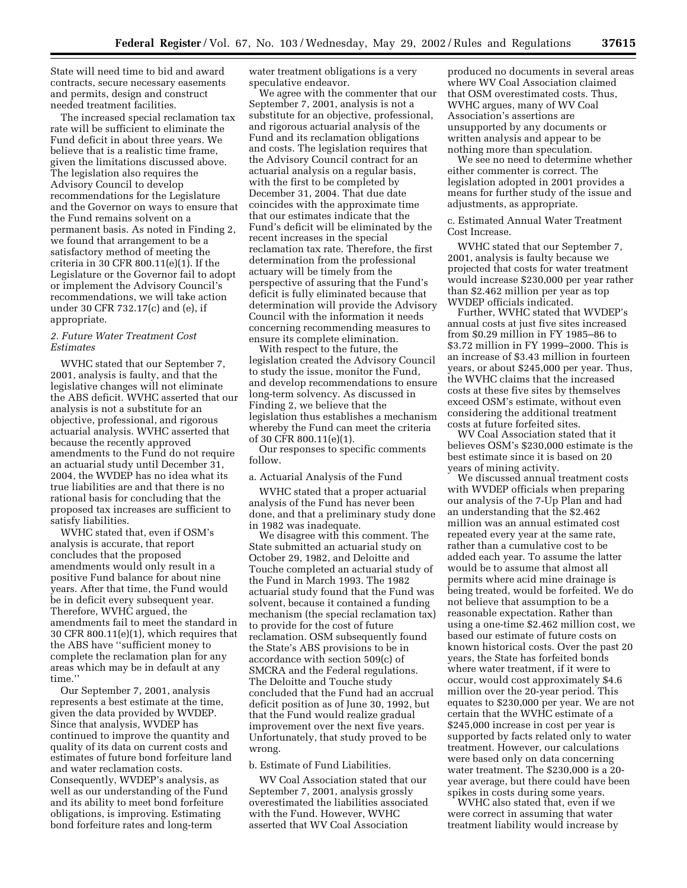State will need time to bid and award contracts, secure necessary easements and permits, design and construct needed treatment facilities.

The increased special reclamation tax rate will be sufficient to eliminate the Fund deficit in about three years. We believe that is a realistic time frame, given the limitations discussed above. The legislation also requires the Advisory Council to develop recommendations for the Legislature and the Governor on ways to ensure that the Fund remains solvent on a permanent basis. As noted in Finding 2, we found that arrangement to be a satisfactory method of meeting the criteria in 30 CFR 800.11(e)(1). If the Legislature or the Governor fail to adopt or implement the Advisory Council's recommendations, we will take action under 30 CFR 732.17(c) and (e), if appropriate.

*2. Future Water Treatment Cost Estimates*

WVHC stated that our September 7, 2001, analysis is faulty, and that the legislative changes will not eliminate the ABS deficit. WVHC asserted that our analysis is not a substitute for an objective, professional, and rigorous actuarial analysis. WVHC asserted that because the recently approved amendments to the Fund do not require an actuarial study until December 31, 2004, the WVDEP has no idea what its true liabilities are and that there is no rational basis for concluding that the proposed tax increases are sufficient to satisfy liabilities.

WVHC stated that, even if OSM's analysis is accurate, that report concludes that the proposed amendments would only result in a positive Fund balance for about nine years. After that time, the Fund would be in deficit every subsequent year. Therefore, WVHC argued, the amendments fail to meet the standard in 30 CFR 800.11(e)(1), which requires that the ABS have "sufficient money to complete the reclamation plan for any areas which may be in default at any time."

Our September 7, 2001, analysis represents a best estimate at the time, given the data provided by WVDEP. Since that analysis, WVDEP has continued to improve the quantity and quality of its data on current costs and estimates of future bond forfeiture land and water reclamation costs. Consequently, WVDEP's analysis, as well as our understanding of the Fund and its ability to meet bond forfeiture obligations, is improving. Estimating bond forfeiture rates and long-term water treatment obligations is a very speculative endeavor.

We agree with the commenter that our September 7, 2001, analysis is not a substitute for an objective, professional, and rigorous actuarial analysis of the Fund and its reclamation obligations and costs. The legislation requires that the Advisory Council contract for an actuarial analysis on a regular basis, with the first to be completed by December 31, 2004. That due date coincides with the approximate time that our estimates indicate that the Fund's deficit will be eliminated by the recent increases in the special reclamation tax rate. Therefore, the first determination from the professional actuary will be timely from the perspective of assuring that the Fund's deficit is fully eliminated because that determination will provide the Advisory Council with the information it needs concerning recommending measures to ensure its complete elimination.

With respect to the future, the legislation created the Advisory Council to study the issue, monitor the Fund, and develop recommendations to ensure long-term solvency. As discussed in Finding 2, we believe that the legislation thus establishes a mechanism whereby the Fund can meet the criteria of 30 CFR 800.11(e)(1).

Our responses to specific comments follow.

a. Actuarial Analysis of the Fund

WVHC stated that a proper actuarial analysis of the Fund has never been done, and that a preliminary study done in 1982 was inadequate.

We disagree with this comment. The State submitted an actuarial study on October 29, 1982, and Deloitte and Touche completed an actuarial study of the Fund in March 1993. The 1982 actuarial study found that the Fund was solvent, because it contained a funding mechanism (the special reclamation tax) to provide for the cost of future reclamation. OSM subsequently found the State's ABS provisions to be in accordance with section 509(c) of SMCRA and the Federal regulations. The Deloitte and Touche study concluded that the Fund had an accrual deficit position as of June 30, 1992, but that the Fund would realize gradual improvement over the next five years. Unfortunately, that study proved to be wrong.

b. Estimate of Fund Liabilities.

WV Coal Association stated that our September 7, 2001, analysis grossly overestimated the liabilities associated with the Fund. However, WVHC asserted that WV Coal Association produced no documents in several areas where WV Coal Association claimed that OSM overestimated costs. Thus, WVHC argues, many of WV Coal Association's assertions are unsupported by any documents or written analysis and appear to be nothing more than speculation.

We see no need to determine whether either commenter is correct. The legislation adopted in 2001 provides a means for further study of the issue and adjustments, as appropriate.

c. Estimated Annual Water Treatment Cost Increase.

WVHC stated that our September 7, 2001, analysis is faulty because we projected that costs for water treatment would increase $230,000 per year rather than $2.462 million per year as top WVDEP officials indicated.

Further, WVHC stated that WVDEP's annual costs at just five sites increased from $0.29 million in FY 1985–86 to $3.72 million in FY 1999–2000. This is an increase of $3.43 million in fourteen years, or about $245,000 per year. Thus, the WVHC claims that the increased costs at these five sites by themselves exceed OSM's estimate, without even considering the additional treatment costs at future forfeited sites.

WV Coal Association stated that it believes OSM's $230,000 estimate is the best estimate since it is based on 20 years of mining activity.

We discussed annual treatment costs with WVDEP officials when preparing our analysis of the 7-Up Plan and had an understanding that the $2.462 million was an annual estimated cost repeated every year at the same rate, rather than a cumulative cost to be added each year. To assume the latter would be to assume that almost all permits where acid mine drainage is being treated, would be forfeited. We do not believe that assumption to be a reasonable expectation. Rather than using a one-time $2.462 million cost, we based our estimate of future costs on known historical costs. Over the past 20 years, the State has forfeited bonds where water treatment, if it were to occur, would cost approximately $4.6 million over the 20-year period. This equates to $230,000 per year. We are not certain that the WVHC estimate of a $245,000 increase in cost per year is supported by facts related only to water treatment. However, our calculations were based only on data concerning water treatment. The $230,000 is a 20-year average, but there could have been spikes in costs during some years.

WVHC also stated that, even if we were correct in assuming that water treatment liability would increase by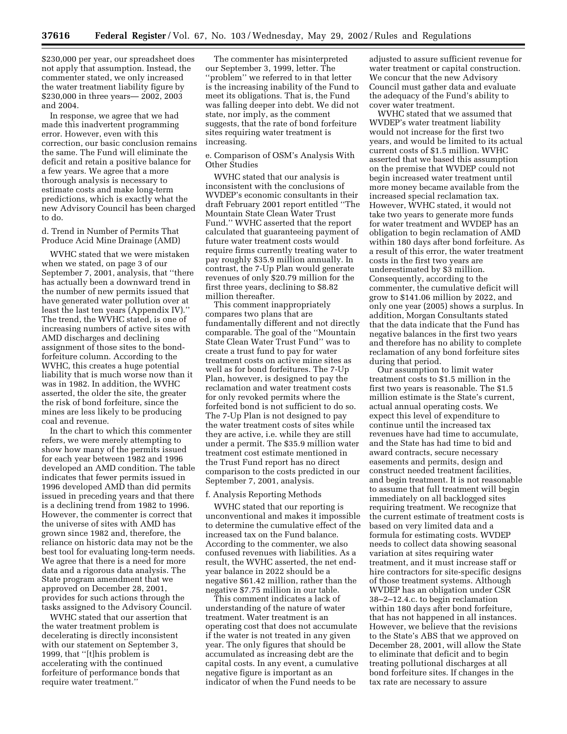$230,000 per year, our spreadsheet does not apply that assumption. Instead, the commenter stated, we only increased the water treatment liability figure by $230,000 in three years— 2002, 2003 and 2004.

In response, we agree that we had made this inadvertent programming error. However, even with this correction, our basic conclusion remains the same. The Fund will eliminate the deficit and retain a positive balance for a few years. We agree that a more thorough analysis is necessary to estimate costs and make long-term predictions, which is exactly what the new Advisory Council has been charged to do.

d. Trend in Number of Permits That Produce Acid Mine Drainage (AMD)

WVHC stated that we were mistaken when we stated, on page 3 of our September 7, 2001, analysis, that ''there has actually been a downward trend in the number of new permits issued that have generated water pollution over at least the last ten years (Appendix IV).'' The trend, the WVHC stated, is one of increasing numbers of active sites with AMD discharges and declining assignment of those sites to the bond-forfeiture column. According to the WVHC, this creates a huge potential liability that is much worse now than it was in 1982. In addition, the WVHC asserted, the older the site, the greater the risk of bond forfeiture, since the mines are less likely to be producing coal and revenue.

In the chart to which this commenter refers, we were merely attempting to show how many of the permits issued for each year between 1982 and 1996 developed an AMD condition. The table indicates that fewer permits issued in 1996 developed AMD than did permits issued in preceding years and that there is a declining trend from 1982 to 1996. However, the commenter is correct that the universe of sites with AMD has grown since 1982 and, therefore, the reliance on historic data may not be the best tool for evaluating long-term needs. We agree that there is a need for more data and a rigorous data analysis. The State program amendment that we approved on December 28, 2001, provides for such actions through the tasks assigned to the Advisory Council.

WVHC stated that our assertion that the water treatment problem is decelerating is directly inconsistent with our statement on September 3, 1999, that ''[t]his problem is accelerating with the continued forfeiture of performance bonds that require water treatment.''

The commenter has misinterpreted our September 3, 1999, letter. The ''problem'' we referred to in that letter is the increasing inability of the Fund to meet its obligations. That is, the Fund was falling deeper into debt. We did not state, nor imply, as the comment suggests, that the rate of bond forfeiture sites requiring water treatment is increasing.

e. Comparison of OSM's Analysis With Other Studies

WVHC stated that our analysis is inconsistent with the conclusions of WVDEP's economic consultants in their draft February 2001 report entitled ''The Mountain State Clean Water Trust Fund.'' WVHC asserted that the report calculated that guaranteeing payment of future water treatment costs would require firms currently treating water to pay roughly $35.9 million annually. In contrast, the 7-Up Plan would generate revenues of only $20.79 million for the first three years, declining to $8.82 million thereafter.

This comment inappropriately compares two plans that are fundamentally different and not directly comparable. The goal of the ''Mountain State Clean Water Trust Fund'' was to create a trust fund to pay for water treatment costs on active mine sites as well as for bond forfeitures. The 7-Up Plan, however, is designed to pay the reclamation and water treatment costs for only revoked permits where the forfeited bond is not sufficient to do so. The 7-Up Plan is not designed to pay the water treatment costs of sites while they are active, i.e. while they are still under a permit. The $35.9 million water treatment cost estimate mentioned in the Trust Fund report has no direct comparison to the costs predicted in our September 7, 2001, analysis.

f. Analysis Reporting Methods

WVHC stated that our reporting is unconventional and makes it impossible to determine the cumulative effect of the increased tax on the Fund balance. According to the commenter, we also confused revenues with liabilities. As a result, the WVHC asserted, the net end-year balance in 2022 should be a negative $61.42 million, rather than the negative $7.75 million in our table.

This comment indicates a lack of understanding of the nature of water treatment. Water treatment is an operating cost that does not accumulate if the water is not treated in any given year. The only figures that should be accumulated as increasing debt are the capital costs. In any event, a cumulative negative figure is important as an indicator of when the Fund needs to be adjusted to assure sufficient revenue for water treatment or capital construction. We concur that the new Advisory Council must gather data and evaluate the adequacy of the Fund's ability to cover water treatment.

WVHC stated that we assumed that WVDEP's water treatment liability would not increase for the first two years, and would be limited to its actual current costs of $1.5 million. WVHC asserted that we based this assumption on the premise that WVDEP could not begin increased water treatment until more money became available from the increased special reclamation tax. However, WVHC stated, it would not take two years to generate more funds for water treatment and WVDEP has an obligation to begin reclamation of AMD within 180 days after bond forfeiture. As a result of this error, the water treatment costs in the first two years are underestimated by $3 million. Consequently, according to the commenter, the cumulative deficit will grow to $141.06 million by 2022, and only one year (2005) shows a surplus. In addition, Morgan Consultants stated that the data indicate that the Fund has negative balances in the first two years and therefore has no ability to complete reclamation of any bond forfeiture sites during that period.

Our assumption to limit water treatment costs to $1.5 million in the first two years is reasonable. The $1.5 million estimate is the State's current, actual annual operating costs. We expect this level of expenditure to continue until the increased tax revenues have had time to accumulate, and the State has had time to bid and award contracts, secure necessary easements and permits, design and construct needed treatment facilities, and begin treatment. It is not reasonable to assume that full treatment will begin immediately on all backlogged sites requiring treatment. We recognize that the current estimate of treatment costs is based on very limited data and a formula for estimating costs. WVDEP needs to collect data showing seasonal variation at sites requiring water treatment, and it must increase staff or hire contractors for site-specific designs of those treatment systems. Although WVDEP has an obligation under CSR 38–2–12.4.c. to begin reclamation within 180 days after bond forfeiture, that has not happened in all instances. However, we believe that the revisions to the State's ABS that we approved on December 28, 2001, will allow the State to eliminate that deficit and to begin treating pollutional discharges at all bond forfeiture sites. If changes in the tax rate are necessary to assure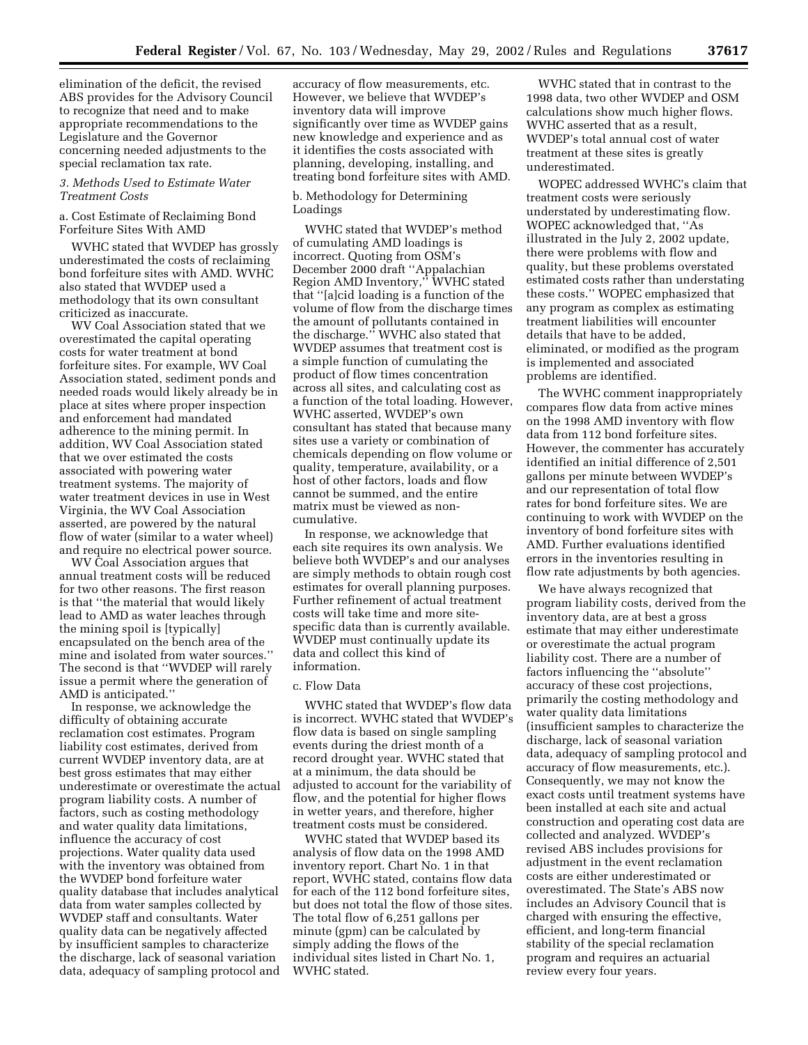elimination of the deficit, the revised ABS provides for the Advisory Council to recognize that need and to make appropriate recommendations to the Legislature and the Governor concerning needed adjustments to the special reclamation tax rate.

*3. Methods Used to Estimate Water Treatment Costs*

a. Cost Estimate of Reclaiming Bond Forfeiture Sites With AMD

WVHC stated that WVDEP has grossly underestimated the costs of reclaiming bond forfeiture sites with AMD. WVHC also stated that WVDEP used a methodology that its own consultant criticized as inaccurate.

WV Coal Association stated that we overestimated the capital operating costs for water treatment at bond forfeiture sites. For example, WV Coal Association stated, sediment ponds and needed roads would likely already be in place at sites where proper inspection and enforcement had mandated adherence to the mining permit. In addition, WV Coal Association stated that we over estimated the costs associated with powering water treatment systems. The majority of water treatment devices in use in West Virginia, the WV Coal Association asserted, are powered by the natural flow of water (similar to a water wheel) and require no electrical power source.

WV Coal Association argues that annual treatment costs will be reduced for two other reasons. The first reason is that ''the material that would likely lead to AMD as water leaches through the mining spoil is [typically] encapsulated on the bench area of the mine and isolated from water sources.'' The second is that ''WVDEP will rarely issue a permit where the generation of AMD is anticipated.''

In response, we acknowledge the difficulty of obtaining accurate reclamation cost estimates. Program liability cost estimates, derived from current WVDEP inventory data, are at best gross estimates that may either underestimate or overestimate the actual program liability costs. A number of factors, such as costing methodology and water quality data limitations, influence the accuracy of cost projections. Water quality data used with the inventory was obtained from the WVDEP bond forfeiture water quality database that includes analytical data from water samples collected by WVDEP staff and consultants. Water quality data can be negatively affected by insufficient samples to characterize the discharge, lack of seasonal variation data, adequacy of sampling protocol and accuracy of flow measurements, etc. However, we believe that WVDEP's inventory data will improve significantly over time as WVDEP gains new knowledge and experience and as it identifies the costs associated with planning, developing, installing, and treating bond forfeiture sites with AMD.

b. Methodology for Determining Loadings

WVHC stated that WVDEP's method of cumulating AMD loadings is incorrect. Quoting from OSM's December 2000 draft ''Appalachian Region AMD Inventory,'' WVHC stated that ''[a]cid loading is a function of the volume of flow from the discharge times the amount of pollutants contained in the discharge.'' WVHC also stated that WVDEP assumes that treatment cost is a simple function of cumulating the product of flow times concentration across all sites, and calculating cost as a function of the total loading. However, WVHC asserted, WVDEP's own consultant has stated that because many sites use a variety or combination of chemicals depending on flow volume or quality, temperature, availability, or a host of other factors, loads and flow cannot be summed, and the entire matrix must be viewed as non-cumulative.

In response, we acknowledge that each site requires its own analysis. We believe both WVDEP's and our analyses are simply methods to obtain rough cost estimates for overall planning purposes. Further refinement of actual treatment costs will take time and more site-specific data than is currently available. WVDEP must continually update its data and collect this kind of information.

c. Flow Data

WVHC stated that WVDEP's flow data is incorrect. WVHC stated that WVDEP's flow data is based on single sampling events during the driest month of a record drought year. WVHC stated that at a minimum, the data should be adjusted to account for the variability of flow, and the potential for higher flows in wetter years, and therefore, higher treatment costs must be considered.

WVHC stated that WVDEP based its analysis of flow data on the 1998 AMD inventory report. Chart No. 1 in that report, WVHC stated, contains flow data for each of the 112 bond forfeiture sites, but does not total the flow of those sites. The total flow of 6,251 gallons per minute (gpm) can be calculated by simply adding the flows of the individual sites listed in Chart No. 1, WVHC stated.

WVHC stated that in contrast to the 1998 data, two other WVDEP and OSM calculations show much higher flows. WVHC asserted that as a result, WVDEP's total annual cost of water treatment at these sites is greatly underestimated.

WOPEC addressed WVHC's claim that treatment costs were seriously understated by underestimating flow. WOPEC acknowledged that, ''As illustrated in the July 2, 2002 update, there were problems with flow and quality, but these problems overstated estimated costs rather than understating these costs.'' WOPEC emphasized that any program as complex as estimating treatment liabilities will encounter details that have to be added, eliminated, or modified as the program is implemented and associated problems are identified.

The WVHC comment inappropriately compares flow data from active mines on the 1998 AMD inventory with flow data from 112 bond forfeiture sites. However, the commenter has accurately identified an initial difference of 2,501 gallons per minute between WVDEP's and our representation of total flow rates for bond forfeiture sites. We are continuing to work with WVDEP on the inventory of bond forfeiture sites with AMD. Further evaluations identified errors in the inventories resulting in flow rate adjustments by both agencies.

We have always recognized that program liability costs, derived from the inventory data, are at best a gross estimate that may either underestimate or overestimate the actual program liability cost. There are a number of factors influencing the ''absolute'' accuracy of these cost projections, primarily the costing methodology and water quality data limitations (insufficient samples to characterize the discharge, lack of seasonal variation data, adequacy of sampling protocol and accuracy of flow measurements, etc.). Consequently, we may not know the exact costs until treatment systems have been installed at each site and actual construction and operating cost data are collected and analyzed. WVDEP's revised ABS includes provisions for adjustment in the event reclamation costs are either underestimated or overestimated. The State's ABS now includes an Advisory Council that is charged with ensuring the effective, efficient, and long-term financial stability of the special reclamation program and requires an actuarial review every four years.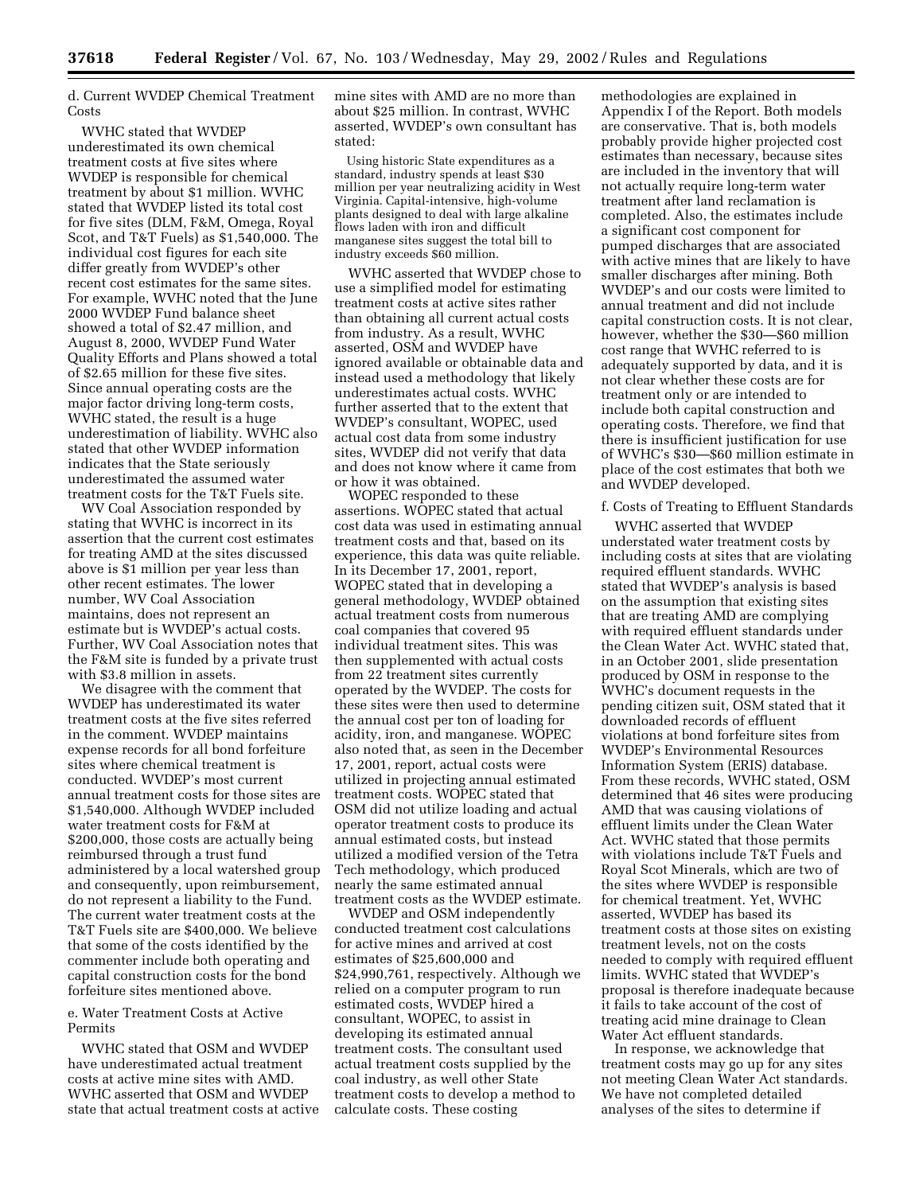d. Current WVDEP Chemical Treatment Costs

WVHC stated that WVDEP underestimated its own chemical treatment costs at five sites where WVDEP is responsible for chemical treatment by about $1 million. WVHC stated that WVDEP listed its total cost for five sites (DLM, F&M, Omega, Royal Scot, and T&T Fuels) as $1,540,000. The individual cost figures for each site differ greatly from WVDEP's other recent cost estimates for the same sites. For example, WVHC noted that the June 2000 WVDEP Fund balance sheet showed a total of $2.47 million, and August 8, 2000, WVDEP Fund Water Quality Efforts and Plans showed a total of $2.65 million for these five sites. Since annual operating costs are the major factor driving long-term costs, WVHC stated, the result is a huge underestimation of liability. WVHC also stated that other WVDEP information indicates that the State seriously underestimated the assumed water treatment costs for the T&T Fuels site.

WV Coal Association responded by stating that WVHC is incorrect in its assertion that the current cost estimates for treating AMD at the sites discussed above is $1 million per year less than other recent estimates. The lower number, WV Coal Association maintains, does not represent an estimate but is WVDEP's actual costs. Further, WV Coal Association notes that the F&M site is funded by a private trust with $3.8 million in assets.

We disagree with the comment that WVDEP has underestimated its water treatment costs at the five sites referred in the comment. WVDEP maintains expense records for all bond forfeiture sites where chemical treatment is conducted. WVDEP's most current annual treatment costs for those sites are $1,540,000. Although WVDEP included water treatment costs for F&M at $200,000, those costs are actually being reimbursed through a trust fund administered by a local watershed group and consequently, upon reimbursement, do not represent a liability to the Fund. The current water treatment costs at the T&T Fuels site are $400,000. We believe that some of the costs identified by the commenter include both operating and capital construction costs for the bond forfeiture sites mentioned above.

e. Water Treatment Costs at Active Permits

WVHC stated that OSM and WVDEP have underestimated actual treatment costs at active mine sites with AMD. WVHC asserted that OSM and WVDEP state that actual treatment costs at active mine sites with AMD are no more than about $25 million. In contrast, WVHC asserted, WVDEP's own consultant has stated:

> Using historic State expenditures as a standard, industry spends at least $30 million per year neutralizing acidity in West Virginia. Capital-intensive, high-volume plants designed to deal with large alkaline flows laden with iron and difficult manganese sites suggest the total bill to industry exceeds $60 million.

WVHC asserted that WVDEP chose to use a simplified model for estimating treatment costs at active sites rather than obtaining all current actual costs from industry. As a result, WVHC asserted, OSM and WVDEP have ignored available or obtainable data and instead used a methodology that likely underestimates actual costs. WVHC further asserted that to the extent that WVDEP's consultant, WOPEC, used actual cost data from some industry sites, WVDEP did not verify that data and does not know where it came from or how it was obtained.

WOPEC responded to these assertions. WOPEC stated that actual cost data was used in estimating annual treatment costs and that, based on its experience, this data was quite reliable. In its December 17, 2001, report, WOPEC stated that in developing a general methodology, WVDEP obtained actual treatment costs from numerous coal companies that covered 95 individual treatment sites. This was then supplemented with actual costs from 22 treatment sites currently operated by the WVDEP. The costs for these sites were then used to determine the annual cost per ton of loading for acidity, iron, and manganese. WOPEC also noted that, as seen in the December 17, 2001, report, actual costs were utilized in projecting annual estimated treatment costs. WOPEC stated that OSM did not utilize loading and actual operator treatment costs to produce its annual estimated costs, but instead utilized a modified version of the Tetra Tech methodology, which produced nearly the same estimated annual treatment costs as the WVDEP estimate.

WVDEP and OSM independently conducted treatment cost calculations for active mines and arrived at cost estimates of $25,600,000 and $24,990,761, respectively. Although we relied on a computer program to run estimated costs, WVDEP hired a consultant, WOPEC, to assist in developing its estimated annual treatment costs. The consultant used actual treatment costs supplied by the coal industry, as well other State treatment costs to develop a method to calculate costs. These costing methodologies are explained in Appendix I of the Report. Both models are conservative. That is, both models probably provide higher projected cost estimates than necessary, because sites are included in the inventory that will not actually require long-term water treatment after land reclamation is completed. Also, the estimates include a significant cost component for pumped discharges that are associated with active mines that are likely to have smaller discharges after mining. Both WVDEP's and our costs were limited to annual treatment and did not include capital construction costs. It is not clear, however, whether the $30—$60 million cost range that WVHC referred to is adequately supported by data, and it is not clear whether these costs are for treatment only or are intended to include both capital construction and operating costs. Therefore, we find that there is insufficient justification for use of WVHC's $30—$60 million estimate in place of the cost estimates that both we and WVDEP developed.

f. Costs of Treating to Effluent Standards

WVHC asserted that WVDEP understated water treatment costs by including costs at sites that are violating required effluent standards. WVHC stated that WVDEP's analysis is based on the assumption that existing sites that are treating AMD are complying with required effluent standards under the Clean Water Act. WVHC stated that, in an October 2001, slide presentation produced by OSM in response to the WVHC's document requests in the pending citizen suit, OSM stated that it downloaded records of effluent violations at bond forfeiture sites from WVDEP's Environmental Resources Information System (ERIS) database. From these records, WVHC stated, OSM determined that 46 sites were producing AMD that was causing violations of effluent limits under the Clean Water Act. WVHC stated that those permits with violations include T&T Fuels and Royal Scot Minerals, which are two of the sites where WVDEP is responsible for chemical treatment. Yet, WVHC asserted, WVDEP has based its treatment costs at those sites on existing treatment levels, not on the costs needed to comply with required effluent limits. WVHC stated that WVDEP's proposal is therefore inadequate because it fails to take account of the cost of treating acid mine drainage to Clean Water Act effluent standards.

In response, we acknowledge that treatment costs may go up for any sites not meeting Clean Water Act standards. We have not completed detailed analyses of the sites to determine if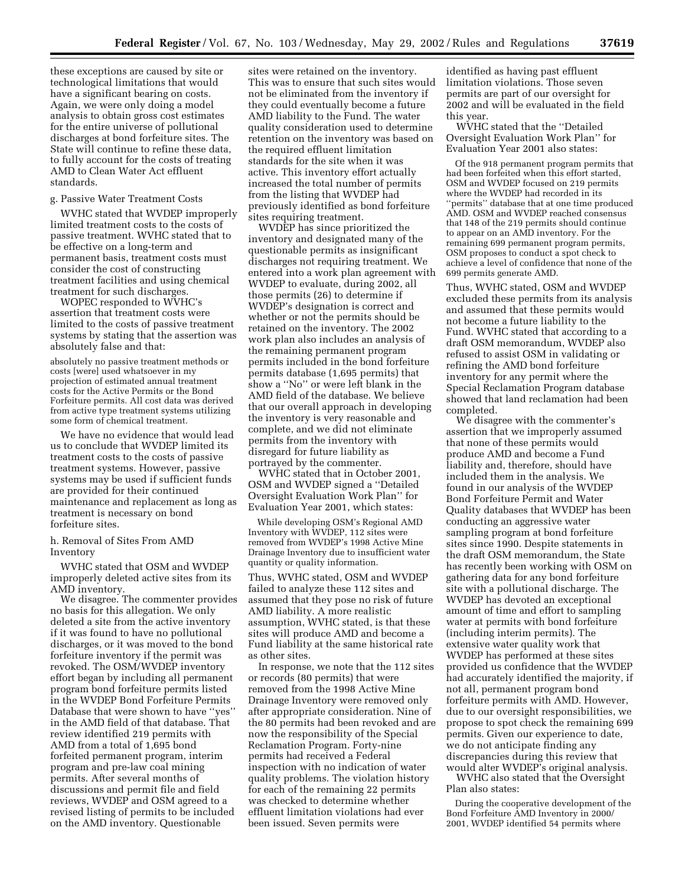these exceptions are caused by site or technological limitations that would have a significant bearing on costs. Again, we were only doing a model analysis to obtain gross cost estimates for the entire universe of pollutional discharges at bond forfeiture sites. The State will continue to refine these data, to fully account for the costs of treating AMD to Clean Water Act effluent standards.

g. Passive Water Treatment Costs

WVHC stated that WVDEP improperly limited treatment costs to the costs of passive treatment. WVHC stated that to be effective on a long-term and permanent basis, treatment costs must consider the cost of constructing treatment facilities and using chemical treatment for such discharges.

WOPEC responded to WVHC's assertion that treatment costs were limited to the costs of passive treatment systems by stating that the assertion was absolutely false and that:

> absolutely no passive treatment methods or costs [were] used whatsoever in my projection of estimated annual treatment costs for the Active Permits or the Bond Forfeiture permits. All cost data was derived from active type treatment systems utilizing some form of chemical treatment.

We have no evidence that would lead us to conclude that WVDEP limited its treatment costs to the costs of passive treatment systems. However, passive systems may be used if sufficient funds are provided for their continued maintenance and replacement as long as treatment is necessary on bond forfeiture sites.

h. Removal of Sites From AMD Inventory

WVHC stated that OSM and WVDEP improperly deleted active sites from its AMD inventory.

We disagree. The commenter provides no basis for this allegation. We only deleted a site from the active inventory if it was found to have no pollutional discharges, or it was moved to the bond forfeiture inventory if the permit was revoked. The OSM/WVDEP inventory effort began by including all permanent program bond forfeiture permits listed in the WVDEP Bond Forfeiture Permits Database that were shown to have ''yes'' in the AMD field of that database. That review identified 219 permits with AMD from a total of 1,695 bond forfeited permanent program, interim program and pre-law coal mining permits. After several months of discussions and permit file and field reviews, WVDEP and OSM agreed to a revised listing of permits to be included on the AMD inventory. Questionable sites were retained on the inventory. This was to ensure that such sites would not be eliminated from the inventory if they could eventually become a future AMD liability to the Fund. The water quality consideration used to determine retention on the inventory was based on the required effluent limitation standards for the site when it was active. This inventory effort actually increased the total number of permits from the listing that WVDEP had previously identified as bond forfeiture sites requiring treatment.

WVDEP has since prioritized the inventory and designated many of the questionable permits as insignificant discharges not requiring treatment. We entered into a work plan agreement with WVDEP to evaluate, during 2002, all those permits (26) to determine if WVDEP's designation is correct and whether or not the permits should be retained on the inventory. The 2002 work plan also includes an analysis of the remaining permanent program permits included in the bond forfeiture permits database (1,695 permits) that show a ''No'' or were left blank in the AMD field of the database. We believe that our overall approach in developing the inventory is very reasonable and complete, and we did not eliminate permits from the inventory with disregard for future liability as portrayed by the commenter.

WVHC stated that in October 2001, OSM and WVDEP signed a ''Detailed Oversight Evaluation Work Plan'' for Evaluation Year 2001, which states:

> While developing OSM's Regional AMD Inventory with WVDEP, 112 sites were removed from WVDEP's 1998 Active Mine Drainage Inventory due to insufficient water quantity or quality information.

Thus, WVHC stated, OSM and WVDEP failed to analyze these 112 sites and assumed that they pose no risk of future AMD liability. A more realistic assumption, WVHC stated, is that these sites will produce AMD and become a Fund liability at the same historical rate as other sites.

In response, we note that the 112 sites or records (80 permits) that were removed from the 1998 Active Mine Drainage Inventory were removed only after appropriate consideration. Nine of the 80 permits had been revoked and are now the responsibility of the Special Reclamation Program. Forty-nine permits had received a Federal inspection with no indication of water quality problems. The violation history for each of the remaining 22 permits was checked to determine whether effluent limitation violations had ever been issued. Seven permits were identified as having past effluent limitation violations. Those seven permits are part of our oversight for 2002 and will be evaluated in the field this year.

WVHC stated that the ''Detailed Oversight Evaluation Work Plan'' for Evaluation Year 2001 also states:

> Of the 918 permanent program permits that had been forfeited when this effort started, OSM and WVDEP focused on 219 permits where the WVDEP had recorded in its ''permits'' database that at one time produced AMD. OSM and WVDEP reached consensus that 148 of the 219 permits should continue to appear on an AMD inventory. For the remaining 699 permanent program permits, OSM proposes to conduct a spot check to achieve a level of confidence that none of the 699 permits generate AMD.

Thus, WVHC stated, OSM and WVDEP excluded these permits from its analysis and assumed that these permits would not become a future liability to the Fund. WVHC stated that according to a draft OSM memorandum, WVDEP also refused to assist OSM in validating or refining the AMD bond forfeiture inventory for any permit where the Special Reclamation Program database showed that land reclamation had been completed.

We disagree with the commenter's assertion that we improperly assumed that none of these permits would produce AMD and become a Fund liability and, therefore, should have included them in the analysis. We found in our analysis of the WVDEP Bond Forfeiture Permit and Water Quality databases that WVDEP has been conducting an aggressive water sampling program at bond forfeiture sites since 1990. Despite statements in the draft OSM memorandum, the State has recently been working with OSM on gathering data for any bond forfeiture site with a pollutional discharge. The WVDEP has devoted an exceptional amount of time and effort to sampling water at permits with bond forfeiture (including interim permits). The extensive water quality work that WVDEP has performed at these sites provided us confidence that the WVDEP had accurately identified the majority, if not all, permanent program bond forfeiture permits with AMD. However, due to our oversight responsibilities, we propose to spot check the remaining 699 permits. Given our experience to date, we do not anticipate finding any discrepancies during this review that would alter WVDEP's original analysis.

WVHC also stated that the Oversight Plan also states:

> During the cooperative development of the Bond Forfeiture AMD Inventory in 2000/2001, WVDEP identified 54 permits where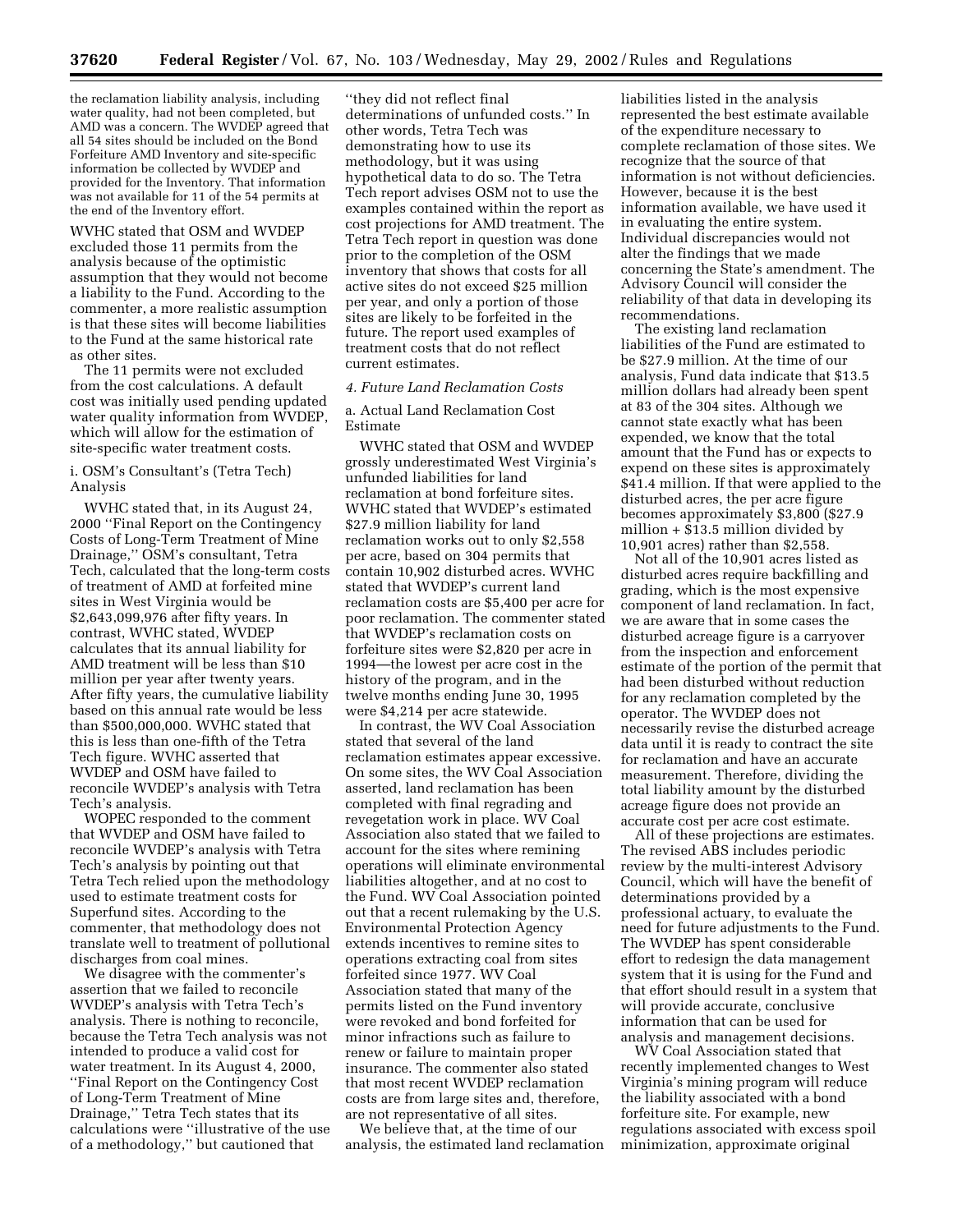the reclamation liability analysis, including water quality, had not been completed, but AMD was a concern. The WVDEP agreed that all 54 sites should be included on the Bond Forfeiture AMD Inventory and site-specific information be collected by WVDEP and provided for the Inventory. That information was not available for 11 of the 54 permits at the end of the Inventory effort.

WVHC stated that OSM and WVDEP excluded those 11 permits from the analysis because of the optimistic assumption that they would not become a liability to the Fund. According to the commenter, a more realistic assumption is that these sites will become liabilities to the Fund at the same historical rate as other sites.

The 11 permits were not excluded from the cost calculations. A default cost was initially used pending updated water quality information from WVDEP, which will allow for the estimation of site-specific water treatment costs.

i. OSM's Consultant's (Tetra Tech) Analysis

WVHC stated that, in its August 24, 2000 "Final Report on the Contingency Costs of Long-Term Treatment of Mine Drainage," OSM's consultant, Tetra Tech, calculated that the long-term costs of treatment of AMD at forfeited mine sites in West Virginia would be $2,643,099,976 after fifty years. In contrast, WVHC stated, WVDEP calculates that its annual liability for AMD treatment will be less than $10 million per year after twenty years. After fifty years, the cumulative liability based on this annual rate would be less than $500,000,000. WVHC stated that this is less than one-fifth of the Tetra Tech figure. WVHC asserted that WVDEP and OSM have failed to reconcile WVDEP's analysis with Tetra Tech's analysis.

WOPEC responded to the comment that WVDEP and OSM have failed to reconcile WVDEP's analysis with Tetra Tech's analysis by pointing out that Tetra Tech relied upon the methodology used to estimate treatment costs for Superfund sites. According to the commenter, that methodology does not translate well to treatment of pollutional discharges from coal mines.

We disagree with the commenter's assertion that we failed to reconcile WVDEP's analysis with Tetra Tech's analysis. There is nothing to reconcile, because the Tetra Tech analysis was not intended to produce a valid cost for water treatment. In its August 4, 2000, "Final Report on the Contingency Cost of Long-Term Treatment of Mine Drainage," Tetra Tech states that its calculations were "illustrative of the use of a methodology," but cautioned that "they did not reflect final determinations of unfunded costs." In other words, Tetra Tech was demonstrating how to use its methodology, but it was using hypothetical data to do so. The Tetra Tech report advises OSM not to use the examples contained within the report as cost projections for AMD treatment. The Tetra Tech report in question was done prior to the completion of the OSM inventory that shows that costs for all active sites do not exceed $25 million per year, and only a portion of those sites are likely to be forfeited in the future. The report used examples of treatment costs that do not reflect current estimates.

*4. Future Land Reclamation Costs*

a. Actual Land Reclamation Cost Estimate

WVHC stated that OSM and WVDEP grossly underestimated West Virginia's unfunded liabilities for land reclamation at bond forfeiture sites. WVHC stated that WVDEP's estimated $27.9 million liability for land reclamation works out to only $2,558 per acre, based on 304 permits that contain 10,902 disturbed acres. WVHC stated that WVDEP's current land reclamation costs are $5,400 per acre for poor reclamation. The commenter stated that WVDEP's reclamation costs on forfeiture sites were $2,820 per acre in 1994—the lowest per acre cost in the history of the program, and in the twelve months ending June 30, 1995 were $4,214 per acre statewide.

In contrast, the WV Coal Association stated that several of the land reclamation estimates appear excessive. On some sites, the WV Coal Association asserted, land reclamation has been completed with final regrading and revegetation work in place. WV Coal Association also stated that we failed to account for the sites where remining operations will eliminate environmental liabilities altogether, and at no cost to the Fund. WV Coal Association pointed out that a recent rulemaking by the U.S. Environmental Protection Agency extends incentives to remine sites to operations extracting coal from sites forfeited since 1977. WV Coal Association stated that many of the permits listed on the Fund inventory were revoked and bond forfeited for minor infractions such as failure to renew or failure to maintain proper insurance. The commenter also stated that most recent WVDEP reclamation costs are from large sites and, therefore, are not representative of all sites.

We believe that, at the time of our analysis, the estimated land reclamation liabilities listed in the analysis represented the best estimate available of the expenditure necessary to complete reclamation of those sites. We recognize that the source of that information is not without deficiencies. However, because it is the best information available, we have used it in evaluating the entire system. Individual discrepancies would not alter the findings that we made concerning the State's amendment. The Advisory Council will consider the reliability of that data in developing its recommendations.

The existing land reclamation liabilities of the Fund are estimated to be $27.9 million. At the time of our analysis, Fund data indicate that $13.5 million dollars had already been spent at 83 of the 304 sites. Although we cannot state exactly what has been expended, we know that the total amount that the Fund has or expects to expend on these sites is approximately $41.4 million. If that were applied to the disturbed acres, the per acre figure becomes approximately $3,800 ($27.9 million + $13.5 million divided by 10,901 acres) rather than $2,558.

Not all of the 10,901 acres listed as disturbed acres require backfilling and grading, which is the most expensive component of land reclamation. In fact, we are aware that in some cases the disturbed acreage figure is a carryover from the inspection and enforcement estimate of the portion of the permit that had been disturbed without reduction for any reclamation completed by the operator. The WVDEP does not necessarily revise the disturbed acreage data until it is ready to contract the site for reclamation and have an accurate measurement. Therefore, dividing the total liability amount by the disturbed acreage figure does not provide an accurate cost per acre cost estimate.

All of these projections are estimates. The revised ABS includes periodic review by the multi-interest Advisory Council, which will have the benefit of determinations provided by a professional actuary, to evaluate the need for future adjustments to the Fund. The WVDEP has spent considerable effort to redesign the data management system that it is using for the Fund and that effort should result in a system that will provide accurate, conclusive information that can be used for analysis and management decisions.

WV Coal Association stated that recently implemented changes to West Virginia's mining program will reduce the liability associated with a bond forfeiture site. For example, new regulations associated with excess spoil minimization, approximate original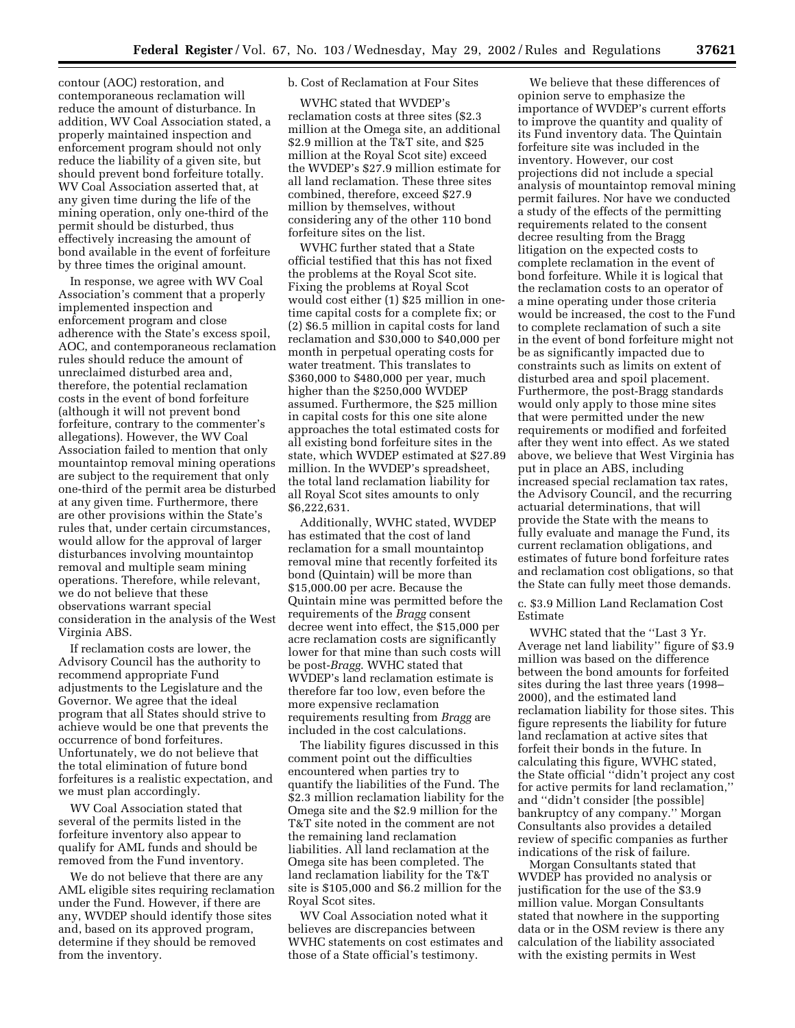contour (AOC) restoration, and contemporaneous reclamation will reduce the amount of disturbance. In addition, WV Coal Association stated, a properly maintained inspection and enforcement program should not only reduce the liability of a given site, but should prevent bond forfeiture totally. WV Coal Association asserted that, at any given time during the life of the mining operation, only one-third of the permit should be disturbed, thus effectively increasing the amount of bond available in the event of forfeiture by three times the original amount.

In response, we agree with WV Coal Association's comment that a properly implemented inspection and enforcement program and close adherence with the State's excess spoil, AOC, and contemporaneous reclamation rules should reduce the amount of unreclaimed disturbed area and, therefore, the potential reclamation costs in the event of bond forfeiture (although it will not prevent bond forfeiture, contrary to the commenter's allegations). However, the WV Coal Association failed to mention that only mountaintop removal mining operations are subject to the requirement that only one-third of the permit area be disturbed at any given time. Furthermore, there are other provisions within the State's rules that, under certain circumstances, would allow for the approval of larger disturbances involving mountaintop removal and multiple seam mining operations. Therefore, while relevant, we do not believe that these observations warrant special consideration in the analysis of the West Virginia ABS.

If reclamation costs are lower, the Advisory Council has the authority to recommend appropriate Fund adjustments to the Legislature and the Governor. We agree that the ideal program that all States should strive to achieve would be one that prevents the occurrence of bond forfeitures. Unfortunately, we do not believe that the total elimination of future bond forfeitures is a realistic expectation, and we must plan accordingly.

WV Coal Association stated that several of the permits listed in the forfeiture inventory also appear to qualify for AML funds and should be removed from the Fund inventory.

We do not believe that there are any AML eligible sites requiring reclamation under the Fund. However, if there are any, WVDEP should identify those sites and, based on its approved program, determine if they should be removed from the inventory.

b. Cost of Reclamation at Four Sites

WVHC stated that WVDEP's reclamation costs at three sites ($2.3 million at the Omega site, an additional $2.9 million at the T&T site, and $25 million at the Royal Scot site) exceed the WVDEP's $27.9 million estimate for all land reclamation. These three sites combined, therefore, exceed $27.9 million by themselves, without considering any of the other 110 bond forfeiture sites on the list.

WVHC further stated that a State official testified that this has not fixed the problems at the Royal Scot site. Fixing the problems at Royal Scot would cost either (1) $25 million in one-time capital costs for a complete fix; or (2) $6.5 million in capital costs for land reclamation and $30,000 to $40,000 per month in perpetual operating costs for water treatment. This translates to $360,000 to $480,000 per year, much higher than the $250,000 WVDEP assumed. Furthermore, the $25 million in capital costs for this one site alone approaches the total estimated costs for all existing bond forfeiture sites in the state, which WVDEP estimated at $27.89 million. In the WVDEP's spreadsheet, the total land reclamation liability for all Royal Scot sites amounts to only $6,222,631.

Additionally, WVHC stated, WVDEP has estimated that the cost of land reclamation for a small mountaintop removal mine that recently forfeited its bond (Quintain) will be more than $15,000.00 per acre. Because the Quintain mine was permitted before the requirements of the *Bragg* consent decree went into effect, the $15,000 per acre reclamation costs are significantly lower for that mine than such costs will be post-*Bragg.* WVHC stated that WVDEP's land reclamation estimate is therefore far too low, even before the more expensive reclamation requirements resulting from *Bragg* are included in the cost calculations.

The liability figures discussed in this comment point out the difficulties encountered when parties try to quantify the liabilities of the Fund. The $2.3 million reclamation liability for the Omega site and the $2.9 million for the T&T site noted in the comment are not the remaining land reclamation liabilities. All land reclamation at the Omega site has been completed. The land reclamation liability for the T&T site is $105,000 and $6.2 million for the Royal Scot sites.

WV Coal Association noted what it believes are discrepancies between WVHC statements on cost estimates and those of a State official's testimony.

We believe that these differences of opinion serve to emphasize the importance of WVDEP's current efforts to improve the quantity and quality of its Fund inventory data. The Quintain forfeiture site was included in the inventory. However, our cost projections did not include a special analysis of mountaintop removal mining permit failures. Nor have we conducted a study of the effects of the permitting requirements related to the consent decree resulting from the Bragg litigation on the expected costs to complete reclamation in the event of bond forfeiture. While it is logical that the reclamation costs to an operator of a mine operating under those criteria would be increased, the cost to the Fund to complete reclamation of such a site in the event of bond forfeiture might not be as significantly impacted due to constraints such as limits on extent of disturbed area and spoil placement. Furthermore, the post-Bragg standards would only apply to those mine sites that were permitted under the new requirements or modified and forfeited after they went into effect. As we stated above, we believe that West Virginia has put in place an ABS, including increased special reclamation tax rates, the Advisory Council, and the recurring actuarial determinations, that will provide the State with the means to fully evaluate and manage the Fund, its current reclamation obligations, and estimates of future bond forfeiture rates and reclamation cost obligations, so that the State can fully meet those demands.

c. $3.9 Million Land Reclamation Cost Estimate

WVHC stated that the ''Last 3 Yr. Average net land liability'' figure of $3.9 million was based on the difference between the bond amounts for forfeited sites during the last three years (1998–2000), and the estimated land reclamation liability for those sites. This figure represents the liability for future land reclamation at active sites that forfeit their bonds in the future. In calculating this figure, WVHC stated, the State official ''didn't project any cost for active permits for land reclamation,'' and ''didn't consider [the possible] bankruptcy of any company.'' Morgan Consultants also provides a detailed review of specific companies as further indications of the risk of failure.

Morgan Consultants stated that WVDEP has provided no analysis or justification for the use of the $3.9 million value. Morgan Consultants stated that nowhere in the supporting data or in the OSM review is there any calculation of the liability associated with the existing permits in West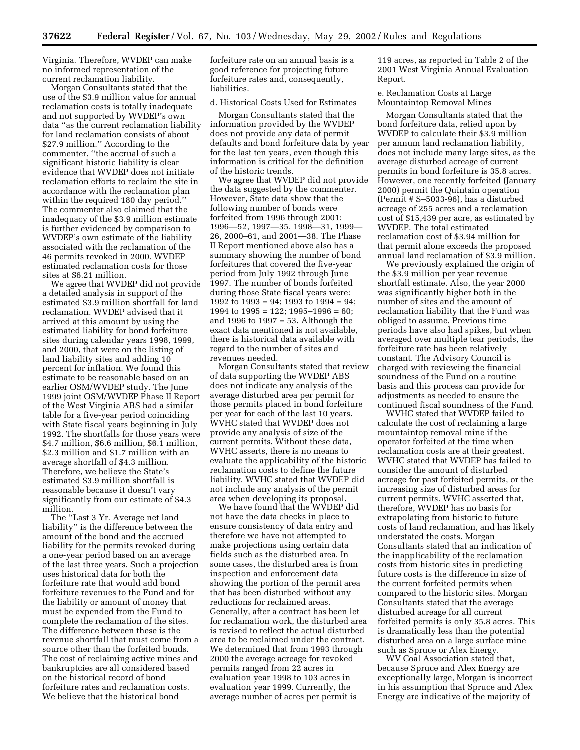Virginia. Therefore, WVDEP can make no informed representation of the current reclamation liability.

Morgan Consultants stated that the use of the $3.9 million value for annual reclamation costs is totally inadequate and not supported by WVDEP's own data ''as the current reclamation liability for land reclamation consists of about $27.9 million.'' According to the commenter, ''the accrual of such a significant historic liability is clear evidence that WVDEP does not initiate reclamation efforts to reclaim the site in accordance with the reclamation plan within the required 180 day period.'' The commenter also claimed that the inadequacy of the $3.9 million estimate is further evidenced by comparison to WVDEP's own estimate of the liability associated with the reclamation of the 46 permits revoked in 2000. WVDEP estimated reclamation costs for those sites at $6.21 million.

We agree that WVDEP did not provide a detailed analysis in support of the estimated $3.9 million shortfall for land reclamation. WVDEP advised that it arrived at this amount by using the estimated liability for bond forfeiture sites during calendar years 1998, 1999, and 2000, that were on the listing of land liability sites and adding 10 percent for inflation. We found this estimate to be reasonable based on an earlier OSM/WVDEP study. The June 1999 joint OSM/WVDEP Phase II Report of the West Virginia ABS had a similar table for a five-year period coinciding with State fiscal years beginning in July 1992. The shortfalls for those years were $4.7 million, $6.6 million, $6.1 million, $2.3 million and $1.7 million with an average shortfall of $4.3 million. Therefore, we believe the State's estimated $3.9 million shortfall is reasonable because it doesn't vary significantly from our estimate of $4.3 million.

The ''Last 3 Yr. Average net land liability'' is the difference between the amount of the bond and the accrued liability for the permits revoked during a one-year period based on an average of the last three years. Such a projection uses historical data for both the forfeiture rate that would add bond forfeiture revenues to the Fund and for the liability or amount of money that must be expended from the Fund to complete the reclamation of the sites. The difference between these is the revenue shortfall that must come from a source other than the forfeited bonds. The cost of reclaiming active mines and bankruptcies are all considered based on the historical record of bond forfeiture rates and reclamation costs. We believe that the historical bond forfeiture rate on an annual basis is a good reference for projecting future forfeiture rates and, consequently, liabilities.

d. Historical Costs Used for Estimates

Morgan Consultants stated that the information provided by the WVDEP does not provide any data of permit defaults and bond forfeiture data by year for the last ten years, even though this information is critical for the definition of the historic trends.

We agree that WVDEP did not provide the data suggested by the commenter. However, State data show that the following number of bonds were forfeited from 1996 through 2001: 1996—52, 1997—35, 1998—31, 1999—26, 2000–61, and 2001—38. The Phase II Report mentioned above also has a summary showing the number of bond forfeitures that covered the five-year period from July 1992 through June 1997. The number of bonds forfeited during those State fiscal years were: 1992 to 1993 = 94; 1993 to 1994 = 94; 1994 to 1995 = 122; 1995–1996 = 60; and 1996 to 1997 = 53. Although the exact data mentioned is not available, there is historical data available with regard to the number of sites and revenues needed.

Morgan Consultants stated that review of data supporting the WVDEP ABS does not indicate any analysis of the average disturbed area per permit for those permits placed in bond forfeiture per year for each of the last 10 years. WVHC stated that WVDEP does not provide any analysis of size of the current permits. Without these data, WVHC asserts, there is no means to evaluate the applicability of the historic reclamation costs to define the future liability. WVHC stated that WVDEP did not include any analysis of the permit area when developing its proposal.

We have found that the WVDEP did not have the data checks in place to ensure consistency of data entry and therefore we have not attempted to make projections using certain data fields such as the disturbed area. In some cases, the disturbed area is from inspection and enforcement data showing the portion of the permit area that has been disturbed without any reductions for reclaimed areas. Generally, after a contract has been let for reclamation work, the disturbed area is revised to reflect the actual disturbed area to be reclaimed under the contract. We determined that from 1993 through 2000 the average acreage for revoked permits ranged from 22 acres in evaluation year 1998 to 103 acres in evaluation year 1999. Currently, the average number of acres per permit is 119 acres, as reported in Table 2 of the 2001 West Virginia Annual Evaluation Report.

e. Reclamation Costs at Large Mountaintop Removal Mines

Morgan Consultants stated that the bond forfeiture data, relied upon by WVDEP to calculate their $3.9 million per annum land reclamation liability, does not include many large sites, as the average disturbed acreage of current permits in bond forfeiture is 35.8 acres. However, one recently forfeited (January 2000) permit the Quintain operation (Permit # S–5033-96), has a disturbed acreage of 255 acres and a reclamation cost of $15,439 per acre, as estimated by WVDEP. The total estimated reclamation cost of $3.94 million for that permit alone exceeds the proposed annual land reclamation of $3.9 million.

We previously explained the origin of the $3.9 million per year revenue shortfall estimate. Also, the year 2000 was significantly higher both in the number of sites and the amount of reclamation liability that the Fund was obliged to assume. Previous time periods have also had spikes, but when averaged over multiple tear periods, the forfeiture rate has been relatively constant. The Advisory Council is charged with reviewing the financial soundness of the Fund on a routine basis and this process can provide for adjustments as needed to ensure the continued fiscal soundness of the Fund.

WVHC stated that WVDEP failed to calculate the cost of reclaiming a large mountaintop removal mine if the operator forfeited at the time when reclamation costs are at their greatest. WVHC stated that WVDEP has failed to consider the amount of disturbed acreage for past forfeited permits, or the increasing size of disturbed areas for current permits. WVHC asserted that, therefore, WVDEP has no basis for extrapolating from historic to future costs of land reclamation, and has likely understated the costs. Morgan Consultants stated that an indication of the inapplicability of the reclamation costs from historic sites in predicting future costs is the difference in size of the current forfeited permits when compared to the historic sites. Morgan Consultants stated that the average disturbed acreage for all current forfeited permits is only 35.8 acres. This is dramatically less than the potential disturbed area on a large surface mine such as Spruce or Alex Energy.

WV Coal Association stated that, because Spruce and Alex Energy are exceptionally large, Morgan is incorrect in his assumption that Spruce and Alex Energy are indicative of the majority of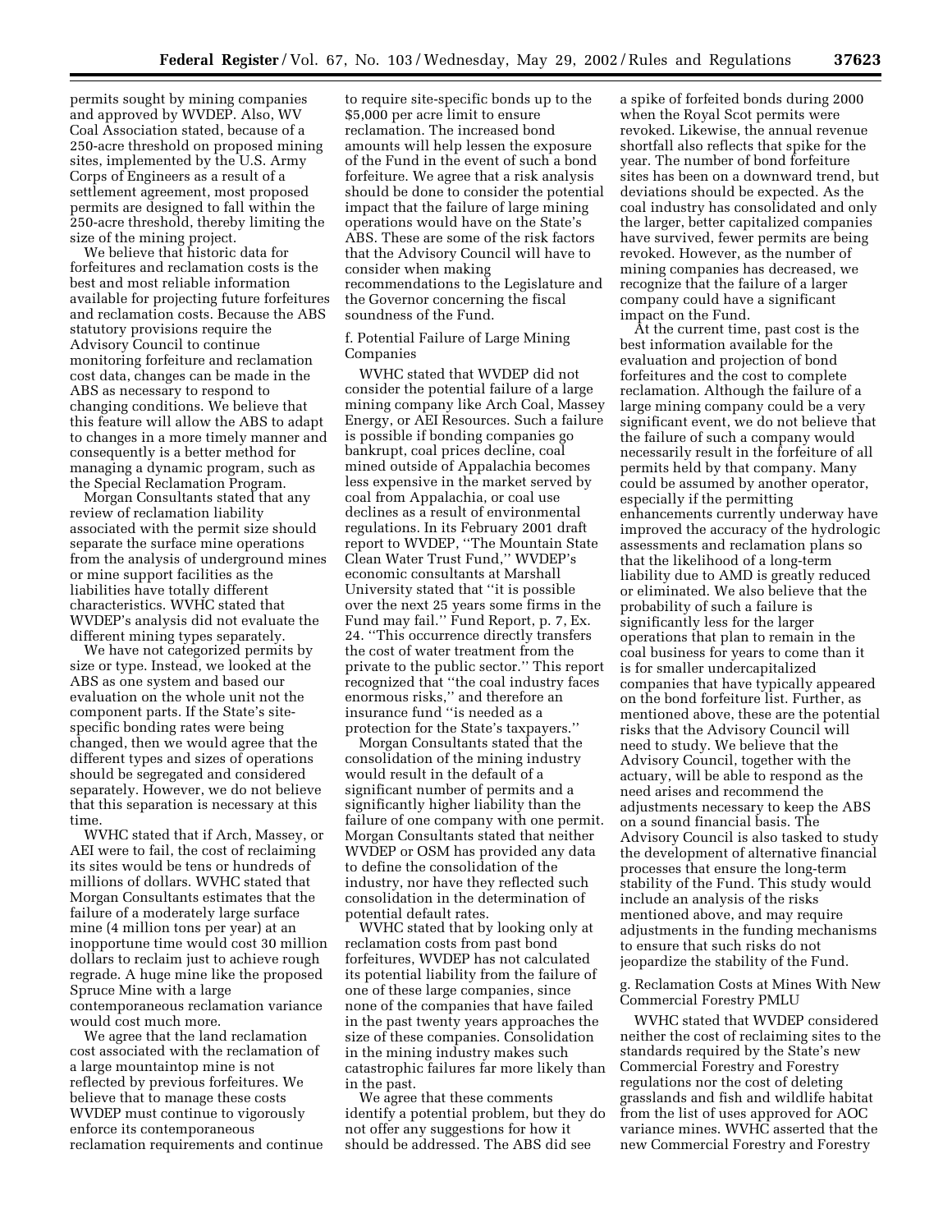permits sought by mining companies and approved by WVDEP. Also, WV Coal Association stated, because of a 250-acre threshold on proposed mining sites, implemented by the U.S. Army Corps of Engineers as a result of a settlement agreement, most proposed permits are designed to fall within the 250-acre threshold, thereby limiting the size of the mining project.

We believe that historic data for forfeitures and reclamation costs is the best and most reliable information available for projecting future forfeitures and reclamation costs. Because the ABS statutory provisions require the Advisory Council to continue monitoring forfeiture and reclamation cost data, changes can be made in the ABS as necessary to respond to changing conditions. We believe that this feature will allow the ABS to adapt to changes in a more timely manner and consequently is a better method for managing a dynamic program, such as the Special Reclamation Program.

Morgan Consultants stated that any review of reclamation liability associated with the permit size should separate the surface mine operations from the analysis of underground mines or mine support facilities as the liabilities have totally different characteristics. WVHC stated that WVDEP's analysis did not evaluate the different mining types separately.

We have not categorized permits by size or type. Instead, we looked at the ABS as one system and based our evaluation on the whole unit not the component parts. If the State's site-specific bonding rates were being changed, then we would agree that the different types and sizes of operations should be segregated and considered separately. However, we do not believe that this separation is necessary at this time.

WVHC stated that if Arch, Massey, or AEI were to fail, the cost of reclaiming its sites would be tens or hundreds of millions of dollars. WVHC stated that Morgan Consultants estimates that the failure of a moderately large surface mine (4 million tons per year) at an inopportune time would cost 30 million dollars to reclaim just to achieve rough regrade. A huge mine like the proposed Spruce Mine with a large contemporaneous reclamation variance would cost much more.

We agree that the land reclamation cost associated with the reclamation of a large mountaintop mine is not reflected by previous forfeitures. We believe that to manage these costs WVDEP must continue to vigorously enforce its contemporaneous reclamation requirements and continue to require site-specific bonds up to the $5,000 per acre limit to ensure reclamation. The increased bond amounts will help lessen the exposure of the Fund in the event of such a bond forfeiture. We agree that a risk analysis should be done to consider the potential impact that the failure of large mining operations would have on the State's ABS. These are some of the risk factors that the Advisory Council will have to consider when making recommendations to the Legislature and the Governor concerning the fiscal soundness of the Fund.

f. Potential Failure of Large Mining Companies

WVHC stated that WVDEP did not consider the potential failure of a large mining company like Arch Coal, Massey Energy, or AEI Resources. Such a failure is possible if bonding companies go bankrupt, coal prices decline, coal mined outside of Appalachia becomes less expensive in the market served by coal from Appalachia, or coal use declines as a result of environmental regulations. In its February 2001 draft report to WVDEP, "The Mountain State Clean Water Trust Fund," WVDEP's economic consultants at Marshall University stated that "it is possible over the next 25 years some firms in the Fund may fail." Fund Report, p. 7, Ex. 24. "This occurrence directly transfers the cost of water treatment from the private to the public sector." This report recognized that "the coal industry faces enormous risks," and therefore an insurance fund "is needed as a protection for the State's taxpayers."

Morgan Consultants stated that the consolidation of the mining industry would result in the default of a significant number of permits and a significantly higher liability than the failure of one company with one permit. Morgan Consultants stated that neither WVDEP or OSM has provided any data to define the consolidation of the industry, nor have they reflected such consolidation in the determination of potential default rates.

WVHC stated that by looking only at reclamation costs from past bond forfeitures, WVDEP has not calculated its potential liability from the failure of one of these large companies, since none of the companies that have failed in the past twenty years approaches the size of these companies. Consolidation in the mining industry makes such catastrophic failures far more likely than in the past.

We agree that these comments identify a potential problem, but they do not offer any suggestions for how it should be addressed. The ABS did see a spike of forfeited bonds during 2000 when the Royal Scot permits were revoked. Likewise, the annual revenue shortfall also reflects that spike for the year. The number of bond forfeiture sites has been on a downward trend, but deviations should be expected. As the coal industry has consolidated and only the larger, better capitalized companies have survived, fewer permits are being revoked. However, as the number of mining companies has decreased, we recognize that the failure of a larger company could have a significant impact on the Fund.

At the current time, past cost is the best information available for the evaluation and projection of bond forfeitures and the cost to complete reclamation. Although the failure of a large mining company could be a very significant event, we do not believe that the failure of such a company would necessarily result in the forfeiture of all permits held by that company. Many could be assumed by another operator, especially if the permitting enhancements currently underway have improved the accuracy of the hydrologic assessments and reclamation plans so that the likelihood of a long-term liability due to AMD is greatly reduced or eliminated. We also believe that the probability of such a failure is significantly less for the larger operations that plan to remain in the coal business for years to come than it is for smaller undercapitalized companies that have typically appeared on the bond forfeiture list. Further, as mentioned above, these are the potential risks that the Advisory Council will need to study. We believe that the Advisory Council, together with the actuary, will be able to respond as the need arises and recommend the adjustments necessary to keep the ABS on a sound financial basis. The Advisory Council is also tasked to study the development of alternative financial processes that ensure the long-term stability of the Fund. This study would include an analysis of the risks mentioned above, and may require adjustments in the funding mechanisms to ensure that such risks do not jeopardize the stability of the Fund.

g. Reclamation Costs at Mines With New Commercial Forestry PMLU

WVHC stated that WVDEP considered neither the cost of reclaiming sites to the standards required by the State's new Commercial Forestry and Forestry regulations nor the cost of deleting grasslands and fish and wildlife habitat from the list of uses approved for AOC variance mines. WVHC asserted that the new Commercial Forestry and Forestry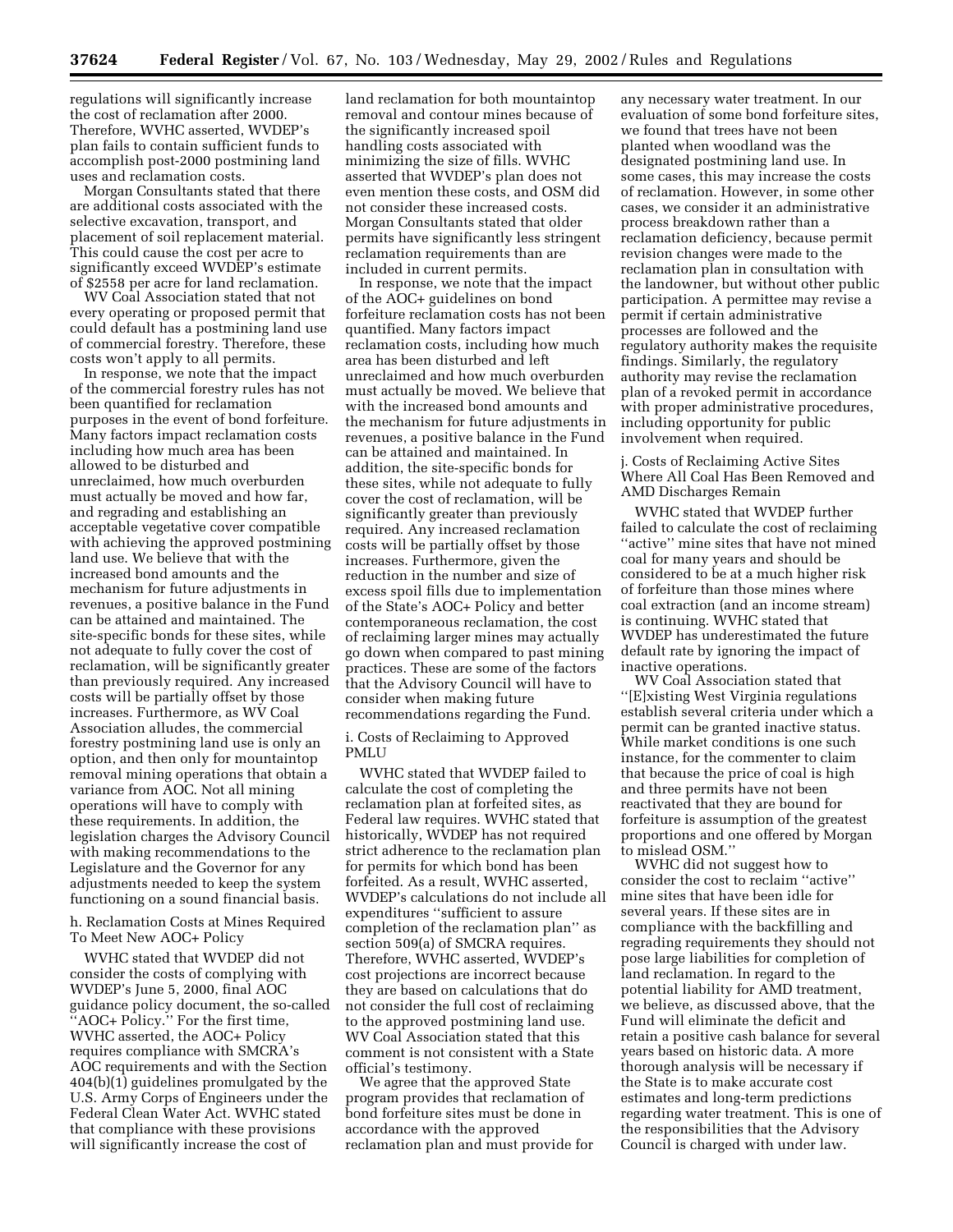regulations will significantly increase the cost of reclamation after 2000. Therefore, WVHC asserted, WVDEP's plan fails to contain sufficient funds to accomplish post-2000 postmining land uses and reclamation costs.

Morgan Consultants stated that there are additional costs associated with the selective excavation, transport, and placement of soil replacement material. This could cause the cost per acre to significantly exceed WVDEP's estimate of $2558 per acre for land reclamation.

WV Coal Association stated that not every operating or proposed permit that could default has a postmining land use of commercial forestry. Therefore, these costs won't apply to all permits.

In response, we note that the impact of the commercial forestry rules has not been quantified for reclamation purposes in the event of bond forfeiture. Many factors impact reclamation costs including how much area has been allowed to be disturbed and unreclaimed, how much overburden must actually be moved and how far, and regrading and establishing an acceptable vegetative cover compatible with achieving the approved postmining land use. We believe that with the increased bond amounts and the mechanism for future adjustments in revenues, a positive balance in the Fund can be attained and maintained. The site-specific bonds for these sites, while not adequate to fully cover the cost of reclamation, will be significantly greater than previously required. Any increased costs will be partially offset by those increases. Furthermore, as WV Coal Association alludes, the commercial forestry postmining land use is only an option, and then only for mountaintop removal mining operations that obtain a variance from AOC. Not all mining operations will have to comply with these requirements. In addition, the legislation charges the Advisory Council with making recommendations to the Legislature and the Governor for any adjustments needed to keep the system functioning on a sound financial basis.

h. Reclamation Costs at Mines Required To Meet New AOC+ Policy

WVHC stated that WVDEP did not consider the costs of complying with WVDEP's June 5, 2000, final AOC guidance policy document, the so-called "AOC+ Policy." For the first time, WVHC asserted, the AOC+ Policy requires compliance with SMCRA's AOC requirements and with the Section 404(b)(1) guidelines promulgated by the U.S. Army Corps of Engineers under the Federal Clean Water Act. WVHC stated that compliance with these provisions will significantly increase the cost of land reclamation for both mountaintop removal and contour mines because of the significantly increased spoil handling costs associated with minimizing the size of fills. WVHC asserted that WVDEP's plan does not even mention these costs, and OSM did not consider these increased costs. Morgan Consultants stated that older permits have significantly less stringent reclamation requirements than are included in current permits.

In response, we note that the impact of the AOC+ guidelines on bond forfeiture reclamation costs has not been quantified. Many factors impact reclamation costs, including how much area has been disturbed and left unreclaimed and how much overburden must actually be moved. We believe that with the increased bond amounts and the mechanism for future adjustments in revenues, a positive balance in the Fund can be attained and maintained. In addition, the site-specific bonds for these sites, while not adequate to fully cover the cost of reclamation, will be significantly greater than previously required. Any increased reclamation costs will be partially offset by those increases. Furthermore, given the reduction in the number and size of excess spoil fills due to implementation of the State's AOC+ Policy and better contemporaneous reclamation, the cost of reclaiming larger mines may actually go down when compared to past mining practices. These are some of the factors that the Advisory Council will have to consider when making future recommendations regarding the Fund.

i. Costs of Reclaiming to Approved PMLU

WVHC stated that WVDEP failed to calculate the cost of completing the reclamation plan at forfeited sites, as Federal law requires. WVHC stated that historically, WVDEP has not required strict adherence to the reclamation plan for permits for which bond has been forfeited. As a result, WVHC asserted, WVDEP's calculations do not include all expenditures "sufficient to assure completion of the reclamation plan" as section 509(a) of SMCRA requires. Therefore, WVHC asserted, WVDEP's cost projections are incorrect because they are based on calculations that do not consider the full cost of reclaiming to the approved postmining land use. WV Coal Association stated that this comment is not consistent with a State official's testimony.

We agree that the approved State program provides that reclamation of bond forfeiture sites must be done in accordance with the approved reclamation plan and must provide for any necessary water treatment. In our evaluation of some bond forfeiture sites, we found that trees have not been planted when woodland was the designated postmining land use. In some cases, this may increase the costs of reclamation. However, in some other cases, we consider it an administrative process breakdown rather than a reclamation deficiency, because permit revision changes were made to the reclamation plan in consultation with the landowner, but without other public participation. A permittee may revise a permit if certain administrative processes are followed and the regulatory authority makes the requisite findings. Similarly, the regulatory authority may revise the reclamation plan of a revoked permit in accordance with proper administrative procedures, including opportunity for public involvement when required.

j. Costs of Reclaiming Active Sites Where All Coal Has Been Removed and AMD Discharges Remain

WVHC stated that WVDEP further failed to calculate the cost of reclaiming "active" mine sites that have not mined coal for many years and should be considered to be at a much higher risk of forfeiture than those mines where coal extraction (and an income stream) is continuing. WVHC stated that WVDEP has underestimated the future default rate by ignoring the impact of inactive operations.

WV Coal Association stated that "[E]xisting West Virginia regulations establish several criteria under which a permit can be granted inactive status. While market conditions is one such instance, for the commenter to claim that because the price of coal is high and three permits have not been reactivated that they are bound for forfeiture is assumption of the greatest proportions and one offered by Morgan to mislead OSM."

WVHC did not suggest how to consider the cost to reclaim "active" mine sites that have been idle for several years. If these sites are in compliance with the backfilling and regrading requirements they should not pose large liabilities for completion of land reclamation. In regard to the potential liability for AMD treatment, we believe, as discussed above, that the Fund will eliminate the deficit and retain a positive cash balance for several years based on historic data. A more thorough analysis will be necessary if the State is to make accurate cost estimates and long-term predictions regarding water treatment. This is one of the responsibilities that the Advisory Council is charged with under law.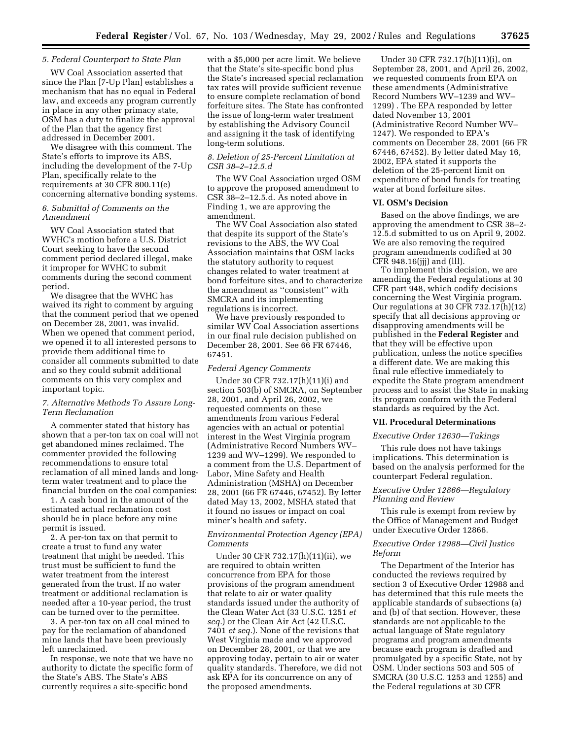*5. Federal Counterpart to State Plan*

WV Coal Association asserted that since the Plan [7-Up Plan] establishes a mechanism that has no equal in Federal law, and exceeds any program currently in place in any other primacy state, OSM has a duty to finalize the approval of the Plan that the agency first addressed in December 2001.

We disagree with this comment. The State's efforts to improve its ABS, including the development of the 7-Up Plan, specifically relate to the requirements at 30 CFR 800.11(e) concerning alternative bonding systems.

*6. Submittal of Comments on the Amendment*

WV Coal Association stated that WVHC's motion before a U.S. District Court seeking to have the second comment period declared illegal, make it improper for WVHC to submit comments during the second comment period.

We disagree that the WVHC has waived its right to comment by arguing that the comment period that we opened on December 28, 2001, was invalid. When we opened that comment period, we opened it to all interested persons to provide them additional time to consider all comments submitted to date and so they could submit additional comments on this very complex and important topic.

*7. Alternative Methods To Assure Long-Term Reclamation*

A commenter stated that history has shown that a per-ton tax on coal will not get abandoned mines reclaimed. The commenter provided the following recommendations to ensure total reclamation of all mined lands and long-term water treatment and to place the financial burden on the coal companies:

1. A cash bond in the amount of the estimated actual reclamation cost should be in place before any mine permit is issued.

2. A per-ton tax on that permit to create a trust to fund any water treatment that might be needed. This trust must be sufficient to fund the water treatment from the interest generated from the trust. If no water treatment or additional reclamation is needed after a 10-year period, the trust can be turned over to the permittee.

3. A per-ton tax on all coal mined to pay for the reclamation of abandoned mine lands that have been previously left unreclaimed.

In response, we note that we have no authority to dictate the specific form of the State's ABS. The State's ABS currently requires a site-specific bond with a $5,000 per acre limit. We believe that the State's site-specific bond plus the State's increased special reclamation tax rates will provide sufficient revenue to ensure complete reclamation of bond forfeiture sites. The State has confronted the issue of long-term water treatment by establishing the Advisory Council and assigning it the task of identifying long-term solutions.

*8. Deletion of 25-Percent Limitation at CSR 38–2–12.5.d*

The WV Coal Association urged OSM to approve the proposed amendment to CSR 38–2–12.5.d. As noted above in Finding 1, we are approving the amendment.

The WV Coal Association also stated that despite its support of the State's revisions to the ABS, the WV Coal Association maintains that OSM lacks the statutory authority to request changes related to water treatment at bond forfeiture sites, and to characterize the amendment as "consistent" with SMCRA and its implementing regulations is incorrect.

We have previously responded to similar WV Coal Association assertions in our final rule decision published on December 28, 2001. See 66 FR 67446, 67451.

*Federal Agency Comments*

Under 30 CFR 732.17(h)(11)(i) and section 503(b) of SMCRA, on September 28, 2001, and April 26, 2002, we requested comments on these amendments from various Federal agencies with an actual or potential interest in the West Virginia program (Administrative Record Numbers WV–1239 and WV–1299). We responded to a comment from the U.S. Department of Labor, Mine Safety and Health Administration (MSHA) on December 28, 2001 (66 FR 67446, 67452). By letter dated May 13, 2002, MSHA stated that it found no issues or impact on coal miner's health and safety.

*Environmental Protection Agency (EPA) Comments*

Under 30 CFR 732.17(h)(11)(ii), we are required to obtain written concurrence from EPA for those provisions of the program amendment that relate to air or water quality standards issued under the authority of the Clean Water Act (33 U.S.C. 1251 *et seq.*) or the Clean Air Act (42 U.S.C. 7401 *et seq.*). None of the revisions that West Virginia made and we approved on December 28, 2001, or that we are approving today, pertain to air or water quality standards. Therefore, we did not ask EPA for its concurrence on any of the proposed amendments.

Under 30 CFR 732.17(h)(11)(i), on September 28, 2001, and April 26, 2002, we requested comments from EPA on these amendments (Administrative Record Numbers WV–1239 and WV–1299) . The EPA responded by letter dated November 13, 2001 (Administrative Record Number WV–1247). We responded to EPA's comments on December 28, 2001 (66 FR 67446, 67452). By letter dated May 16, 2002, EPA stated it supports the deletion of the 25-percent limit on expenditure of bond funds for treating water at bond forfeiture sites.

## VI. OSM's Decision

Based on the above findings, we are approving the amendment to CSR 38–2-12.5.d submitted to us on April 9, 2002. We are also removing the required program amendments codified at 30 CFR 948.16(jjj) and (lll).

To implement this decision, we are amending the Federal regulations at 30 CFR part 948, which codify decisions concerning the West Virginia program. Our regulations at 30 CFR 732.17(h)(12) specify that all decisions approving or disapproving amendments will be published in the **Federal Register** and that they will be effective upon publication, unless the notice specifies a different date. We are making this final rule effective immediately to expedite the State program amendment process and to assist the State in making its program conform with the Federal standards as required by the Act.

## VII. Procedural Determinations

*Executive Order 12630—Takings*

This rule does not have takings implications. This determination is based on the analysis performed for the counterpart Federal regulation.

*Executive Order 12866—Regulatory Planning and Review*

This rule is exempt from review by the Office of Management and Budget under Executive Order 12866.

*Executive Order 12988—Civil Justice Reform*

The Department of the Interior has conducted the reviews required by section 3 of Executive Order 12988 and has determined that this rule meets the applicable standards of subsections (a) and (b) of that section. However, these standards are not applicable to the actual language of State regulatory programs and program amendments because each program is drafted and promulgated by a specific State, not by OSM. Under sections 503 and 505 of SMCRA (30 U.S.C. 1253 and 1255) and the Federal regulations at 30 CFR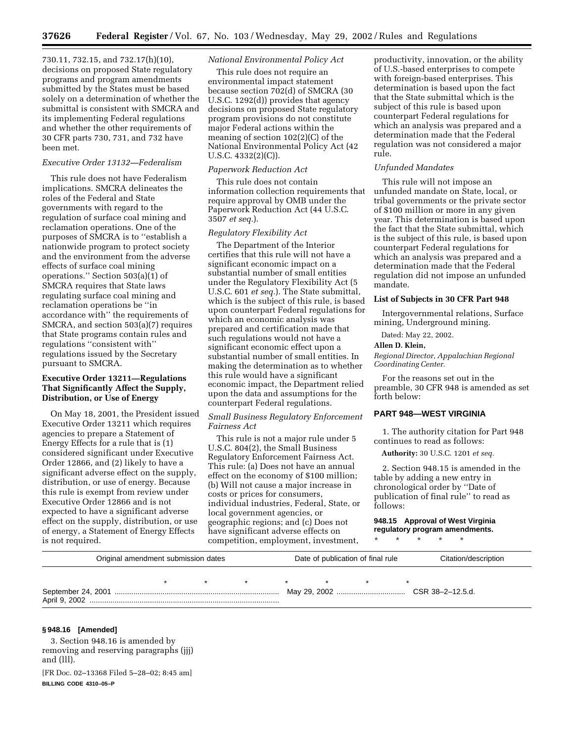730.11, 732.15, and 732.17(h)(10), decisions on proposed State regulatory programs and program amendments submitted by the States must be based solely on a determination of whether the submittal is consistent with SMCRA and its implementing Federal regulations and whether the other requirements of 30 CFR parts 730, 731, and 732 have been met.

*Executive Order 13132—Federalism*

This rule does not have Federalism implications. SMCRA delineates the roles of the Federal and State governments with regard to the regulation of surface coal mining and reclamation operations. One of the purposes of SMCRA is to ''establish a nationwide program to protect society and the environment from the adverse effects of surface coal mining operations.'' Section 503(a)(1) of SMCRA requires that State laws regulating surface coal mining and reclamation operations be ''in accordance with'' the requirements of SMCRA, and section 503(a)(7) requires that State programs contain rules and regulations ''consistent with'' regulations issued by the Secretary pursuant to SMCRA.

**Executive Order 13211—Regulations That Significantly Affect the Supply, Distribution, or Use of Energy**

On May 18, 2001, the President issued Executive Order 13211 which requires agencies to prepare a Statement of Energy Effects for a rule that is (1) considered significant under Executive Order 12866, and (2) likely to have a significant adverse effect on the supply, distribution, or use of energy. Because this rule is exempt from review under Executive Order 12866 and is not expected to have a significant adverse effect on the supply, distribution, or use of energy, a Statement of Energy Effects is not required.

*National Environmental Policy Act*

This rule does not require an environmental impact statement because section 702(d) of SMCRA (30 U.S.C. 1292(d)) provides that agency decisions on proposed State regulatory program provisions do not constitute major Federal actions within the meaning of section 102(2)(C) of the National Environmental Policy Act (42 U.S.C. 4332(2)(C)).

*Paperwork Reduction Act*

This rule does not contain information collection requirements that require approval by OMB under the Paperwork Reduction Act (44 U.S.C. 3507 *et seq.*).

*Regulatory Flexibility Act*

The Department of the Interior certifies that this rule will not have a significant economic impact on a substantial number of small entities under the Regulatory Flexibility Act (5 U.S.C. 601 *et seq.*). The State submittal, which is the subject of this rule, is based upon counterpart Federal regulations for which an economic analysis was prepared and certification made that such regulations would not have a significant economic effect upon a substantial number of small entities. In making the determination as to whether this rule would have a significant economic impact, the Department relied upon the data and assumptions for the counterpart Federal regulations.

*Small Business Regulatory Enforcement Fairness Act*

This rule is not a major rule under 5 U.S.C. 804(2), the Small Business Regulatory Enforcement Fairness Act. This rule: (a) Does not have an annual effect on the economy of $100 million; (b) Will not cause a major increase in costs or prices for consumers, individual industries, Federal, State, or local government agencies, or geographic regions; and (c) Does not have significant adverse effects on competition, employment, investment, productivity, innovation, or the ability of U.S.-based enterprises to compete with foreign-based enterprises. This determination is based upon the fact that the State submittal which is the subject of this rule is based upon counterpart Federal regulations for which an analysis was prepared and a determination made that the Federal regulation was not considered a major rule.

*Unfunded Mandates*

This rule will not impose an unfunded mandate on State, local, or tribal governments or the private sector of $100 million or more in any given year. This determination is based upon the fact that the State submittal, which is the subject of this rule, is based upon counterpart Federal regulations for which an analysis was prepared and a determination made that the Federal regulation did not impose an unfunded mandate.

**List of Subjects in 30 CFR Part 948**

Intergovernmental relations, Surface mining, Underground mining.

Dated: May 22, 2002.

**Allen D. Klein,**

*Regional Director, Appalachian Regional Coordinating Center.*

For the reasons set out in the preamble, 30 CFR 948 is amended as set forth below:

## PART 948—WEST VIRGINIA

1. The authority citation for Part 948 continues to read as follows:

**Authority:** 30 U.S.C. 1201 *et seq.*

2. Section 948.15 is amended in the table by adding a new entry in chronological order by ''Date of publication of final rule'' to read as follows:

**948.15 Approval of West Virginia regulatory program amendments.**

\* \* \* \* \*

| Original amendment submission dates | Date of publication of final rule | Citation/description |
|---|---|---|
| \* \* \* | \* \* \* | \* |
| September 24, 2001 .......... | May 29, 2002 .......... | CSR 38–2–12.5.d. |
| April 9, 2002 .......... | | |

**§ 948.16 [Amended]**

3. Section 948.16 is amended by removing and reserving paragraphs (jjj) and (lll).

[FR Doc. 02–13368 Filed 5–28–02; 8:45 am]

**BILLING CODE 4310–05–P**